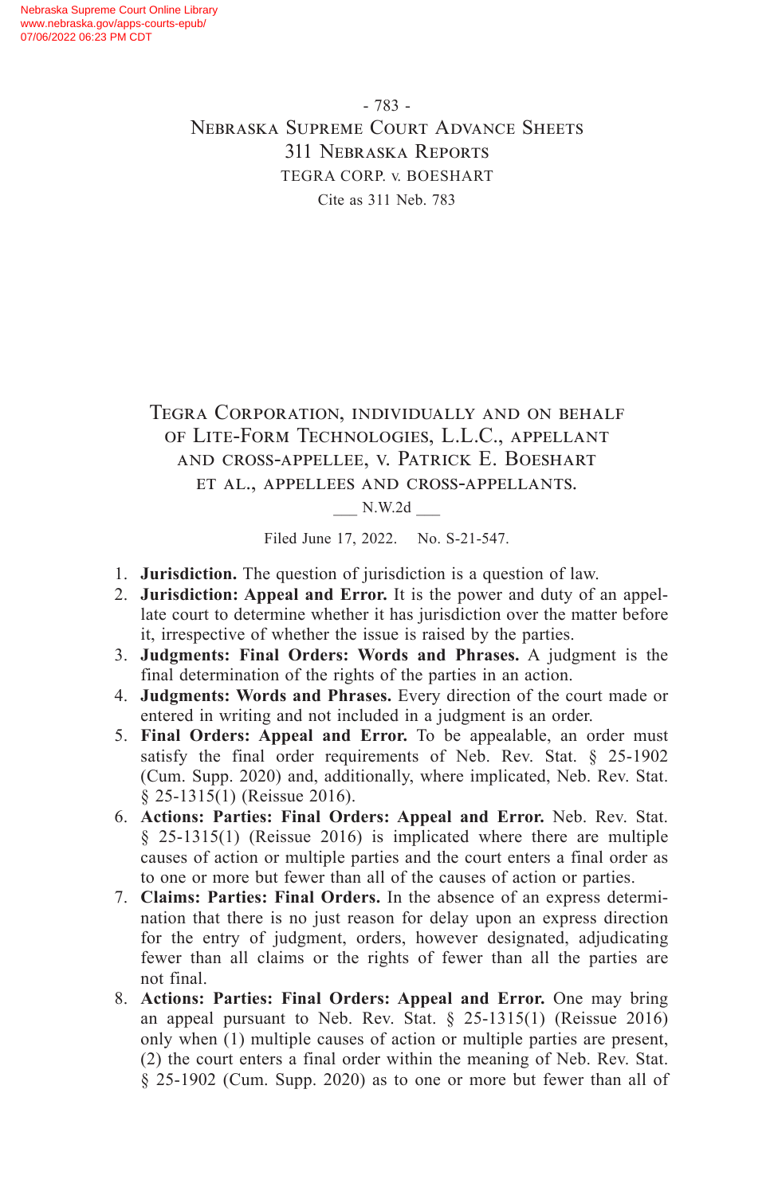Tegra Corporation, individually and on behalf of Lite-Form Technologies, L.L.C., appellant and cross-appellee, v. Patrick E. Boeshart et al., appellees and cross-appellants.

___ N.W.2d ___

Filed June 17, 2022. No. S-21-547.

1. **Jurisdiction.** The question of jurisdiction is a question of law.
2. **Jurisdiction: Appeal and Error.** It is the power and duty of an appellate court to determine whether it has jurisdiction over the matter before it, irrespective of whether the issue is raised by the parties.
3. **Judgments: Final Orders: Words and Phrases.** A judgment is the final determination of the rights of the parties in an action.
4. **Judgments: Words and Phrases.** Every direction of the court made or entered in writing and not included in a judgment is an order.
5. **Final Orders: Appeal and Error.** To be appealable, an order must satisfy the final order requirements of Neb. Rev. Stat. § 25-1902 (Cum. Supp. 2020) and, additionally, where implicated, Neb. Rev. Stat. § 25-1315(1) (Reissue 2016).
6. **Actions: Parties: Final Orders: Appeal and Error.** Neb. Rev. Stat. § 25-1315(1) (Reissue 2016) is implicated where there are multiple causes of action or multiple parties and the court enters a final order as to one or more but fewer than all of the causes of action or parties.
7. **Claims: Parties: Final Orders.** In the absence of an express determination that there is no just reason for delay upon an express direction for the entry of judgment, orders, however designated, adjudicating fewer than all claims or the rights of fewer than all the parties are not final.
8. **Actions: Parties: Final Orders: Appeal and Error.** One may bring an appeal pursuant to Neb. Rev. Stat. § 25-1315(1) (Reissue 2016) only when (1) multiple causes of action or multiple parties are present, (2) the court enters a final order within the meaning of Neb. Rev. Stat. § 25-1902 (Cum. Supp. 2020) as to one or more but fewer than all of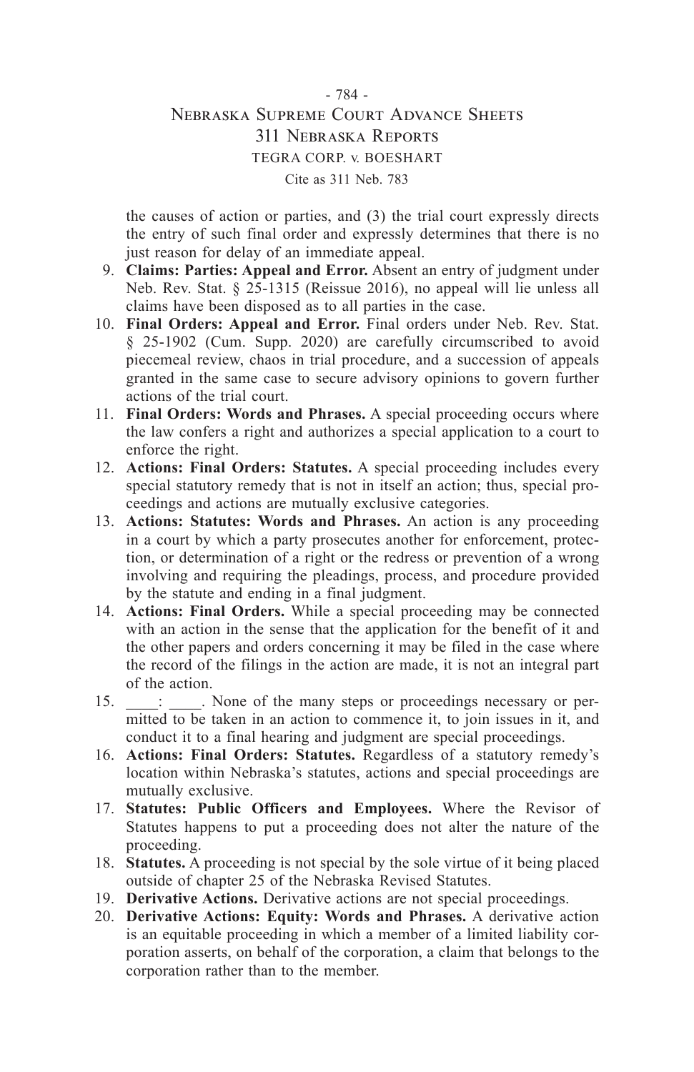the causes of action or parties, and (3) the trial court expressly directs the entry of such final order and expressly determines that there is no just reason for delay of an immediate appeal.

9. **Claims: Parties: Appeal and Error.** Absent an entry of judgment under Neb. Rev. Stat. § 25-1315 (Reissue 2016), no appeal will lie unless all claims have been disposed as to all parties in the case.
10. **Final Orders: Appeal and Error.** Final orders under Neb. Rev. Stat. § 25-1902 (Cum. Supp. 2020) are carefully circumscribed to avoid piecemeal review, chaos in trial procedure, and a succession of appeals granted in the same case to secure advisory opinions to govern further actions of the trial court.
11. **Final Orders: Words and Phrases.** A special proceeding occurs where the law confers a right and authorizes a special application to a court to enforce the right.
12. **Actions: Final Orders: Statutes.** A special proceeding includes every special statutory remedy that is not in itself an action; thus, special proceedings and actions are mutually exclusive categories.
13. **Actions: Statutes: Words and Phrases.** An action is any proceeding in a court by which a party prosecutes another for enforcement, protection, or determination of a right or the redress or prevention of a wrong involving and requiring the pleadings, process, and procedure provided by the statute and ending in a final judgment.
14. **Actions: Final Orders.** While a special proceeding may be connected with an action in the sense that the application for the benefit of it and the other papers and orders concerning it may be filed in the case where the record of the filings in the action are made, it is not an integral part of the action.
15. ____: ____. None of the many steps or proceedings necessary or permitted to be taken in an action to commence it, to join issues in it, and conduct it to a final hearing and judgment are special proceedings.
16. **Actions: Final Orders: Statutes.** Regardless of a statutory remedy's location within Nebraska's statutes, actions and special proceedings are mutually exclusive.
17. **Statutes: Public Officers and Employees.** Where the Revisor of Statutes happens to put a proceeding does not alter the nature of the proceeding.
18. **Statutes.** A proceeding is not special by the sole virtue of it being placed outside of chapter 25 of the Nebraska Revised Statutes.
19. **Derivative Actions.** Derivative actions are not special proceedings.
20. **Derivative Actions: Equity: Words and Phrases.** A derivative action is an equitable proceeding in which a member of a limited liability corporation asserts, on behalf of the corporation, a claim that belongs to the corporation rather than to the member.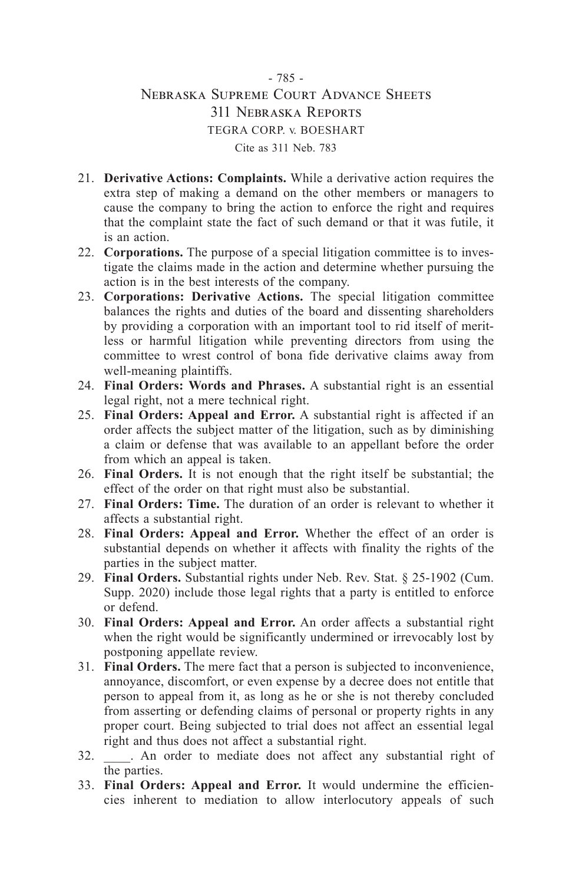21. **Derivative Actions: Complaints.** While a derivative action requires the extra step of making a demand on the other members or managers to cause the company to bring the action to enforce the right and requires that the complaint state the fact of such demand or that it was futile, it is an action.
22. **Corporations.** The purpose of a special litigation committee is to investigate the claims made in the action and determine whether pursuing the action is in the best interests of the company.
23. **Corporations: Derivative Actions.** The special litigation committee balances the rights and duties of the board and dissenting shareholders by providing a corporation with an important tool to rid itself of meritless or harmful litigation while preventing directors from using the committee to wrest control of bona fide derivative claims away from well-meaning plaintiffs.
24. **Final Orders: Words and Phrases.** A substantial right is an essential legal right, not a mere technical right.
25. **Final Orders: Appeal and Error.** A substantial right is affected if an order affects the subject matter of the litigation, such as by diminishing a claim or defense that was available to an appellant before the order from which an appeal is taken.
26. **Final Orders.** It is not enough that the right itself be substantial; the effect of the order on that right must also be substantial.
27. **Final Orders: Time.** The duration of an order is relevant to whether it affects a substantial right.
28. **Final Orders: Appeal and Error.** Whether the effect of an order is substantial depends on whether it affects with finality the rights of the parties in the subject matter.
29. **Final Orders.** Substantial rights under Neb. Rev. Stat. § 25-1902 (Cum. Supp. 2020) include those legal rights that a party is entitled to enforce or defend.
30. **Final Orders: Appeal and Error.** An order affects a substantial right when the right would be significantly undermined or irrevocably lost by postponing appellate review.
31. **Final Orders.** The mere fact that a person is subjected to inconvenience, annoyance, discomfort, or even expense by a decree does not entitle that person to appeal from it, as long as he or she is not thereby concluded from asserting or defending claims of personal or property rights in any proper court. Being subjected to trial does not affect an essential legal right and thus does not affect a substantial right.
32. \_\_\_\_. An order to mediate does not affect any substantial right of the parties.
33. **Final Orders: Appeal and Error.** It would undermine the efficiencies inherent to mediation to allow interlocutory appeals of such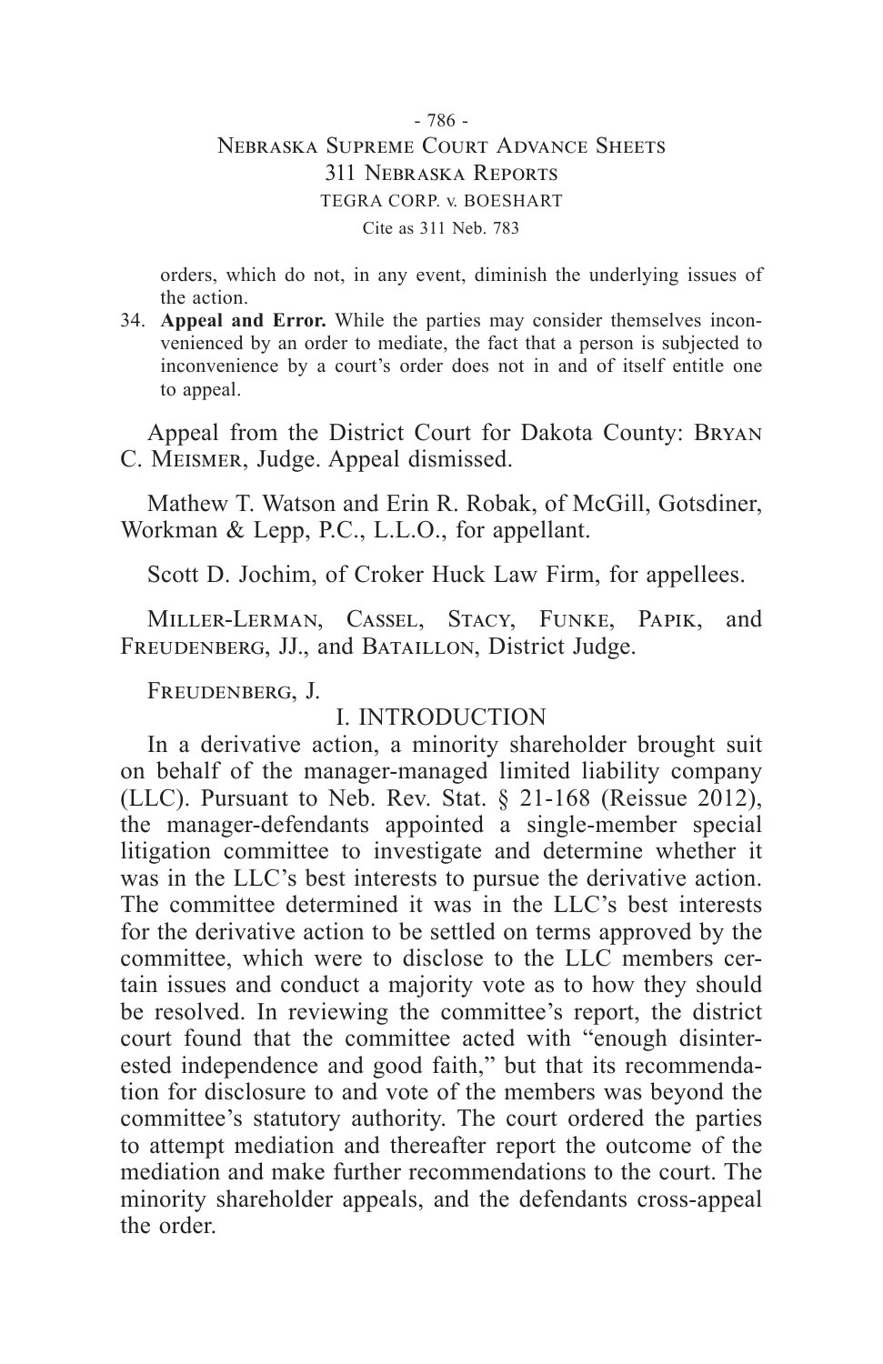orders, which do not, in any event, diminish the underlying issues of the action.

34. **Appeal and Error.** While the parties may consider themselves inconvenienced by an order to mediate, the fact that a person is subjected to inconvenience by a court's order does not in and of itself entitle one to appeal.

Appeal from the District Court for Dakota County: Bryan C. Meismer, Judge. Appeal dismissed.

Mathew T. Watson and Erin R. Robak, of McGill, Gotsdiner, Workman & Lepp, P.C., L.L.O., for appellant.

Scott D. Jochim, of Croker Huck Law Firm, for appellees.

Miller-Lerman, Cassel, Stacy, Funke, Papik, and Freudenberg, JJ., and Bataillon, District Judge.

Freudenberg, J.

## I. INTRODUCTION

In a derivative action, a minority shareholder brought suit on behalf of the manager-managed limited liability company (LLC). Pursuant to Neb. Rev. Stat. § 21-168 (Reissue 2012), the manager-defendants appointed a single-member special litigation committee to investigate and determine whether it was in the LLC's best interests to pursue the derivative action. The committee determined it was in the LLC's best interests for the derivative action to be settled on terms approved by the committee, which were to disclose to the LLC members certain issues and conduct a majority vote as to how they should be resolved. In reviewing the committee's report, the district court found that the committee acted with "enough disinterested independence and good faith," but that its recommendation for disclosure to and vote of the members was beyond the committee's statutory authority. The court ordered the parties to attempt mediation and thereafter report the outcome of the mediation and make further recommendations to the court. The minority shareholder appeals, and the defendants cross-appeal the order.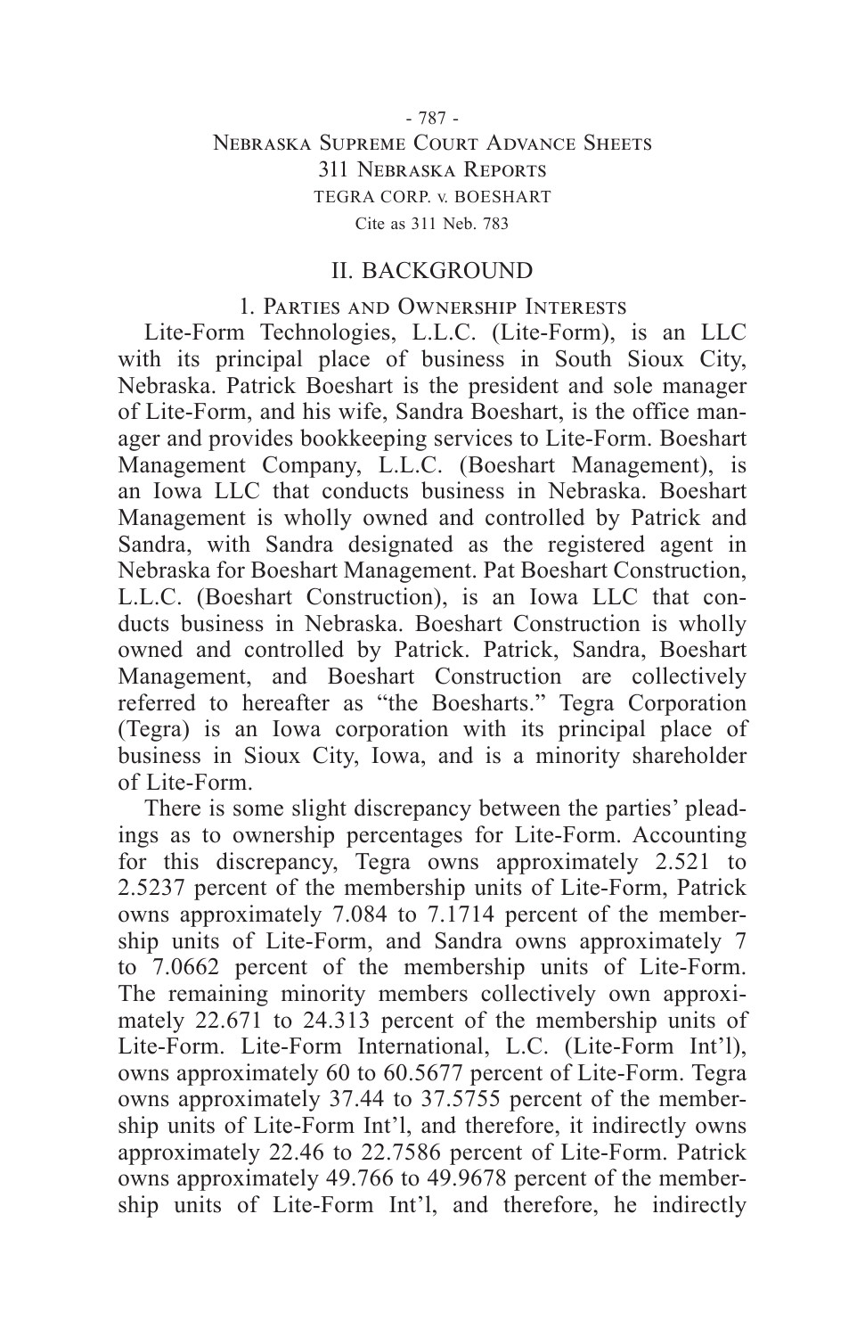## II. BACKGROUND

### 1. Parties and Ownership Interests

Lite-Form Technologies, L.L.C. (Lite-Form), is an LLC with its principal place of business in South Sioux City, Nebraska. Patrick Boeshart is the president and sole manager of Lite-Form, and his wife, Sandra Boeshart, is the office manager and provides bookkeeping services to Lite-Form. Boeshart Management Company, L.L.C. (Boeshart Management), is an Iowa LLC that conducts business in Nebraska. Boeshart Management is wholly owned and controlled by Patrick and Sandra, with Sandra designated as the registered agent in Nebraska for Boeshart Management. Pat Boeshart Construction, L.L.C. (Boeshart Construction), is an Iowa LLC that conducts business in Nebraska. Boeshart Construction is wholly owned and controlled by Patrick. Patrick, Sandra, Boeshart Management, and Boeshart Construction are collectively referred to hereafter as "the Boesharts." Tegra Corporation (Tegra) is an Iowa corporation with its principal place of business in Sioux City, Iowa, and is a minority shareholder of Lite-Form.

There is some slight discrepancy between the parties' pleadings as to ownership percentages for Lite-Form. Accounting for this discrepancy, Tegra owns approximately 2.521 to 2.5237 percent of the membership units of Lite-Form, Patrick owns approximately 7.084 to 7.1714 percent of the membership units of Lite-Form, and Sandra owns approximately 7 to 7.0662 percent of the membership units of Lite-Form. The remaining minority members collectively own approximately 22.671 to 24.313 percent of the membership units of Lite-Form. Lite-Form International, L.C. (Lite-Form Int'l), owns approximately 60 to 60.5677 percent of Lite-Form. Tegra owns approximately 37.44 to 37.5755 percent of the membership units of Lite-Form Int'l, and therefore, it indirectly owns approximately 22.46 to 22.7586 percent of Lite-Form. Patrick owns approximately 49.766 to 49.9678 percent of the membership units of Lite-Form Int'l, and therefore, he indirectly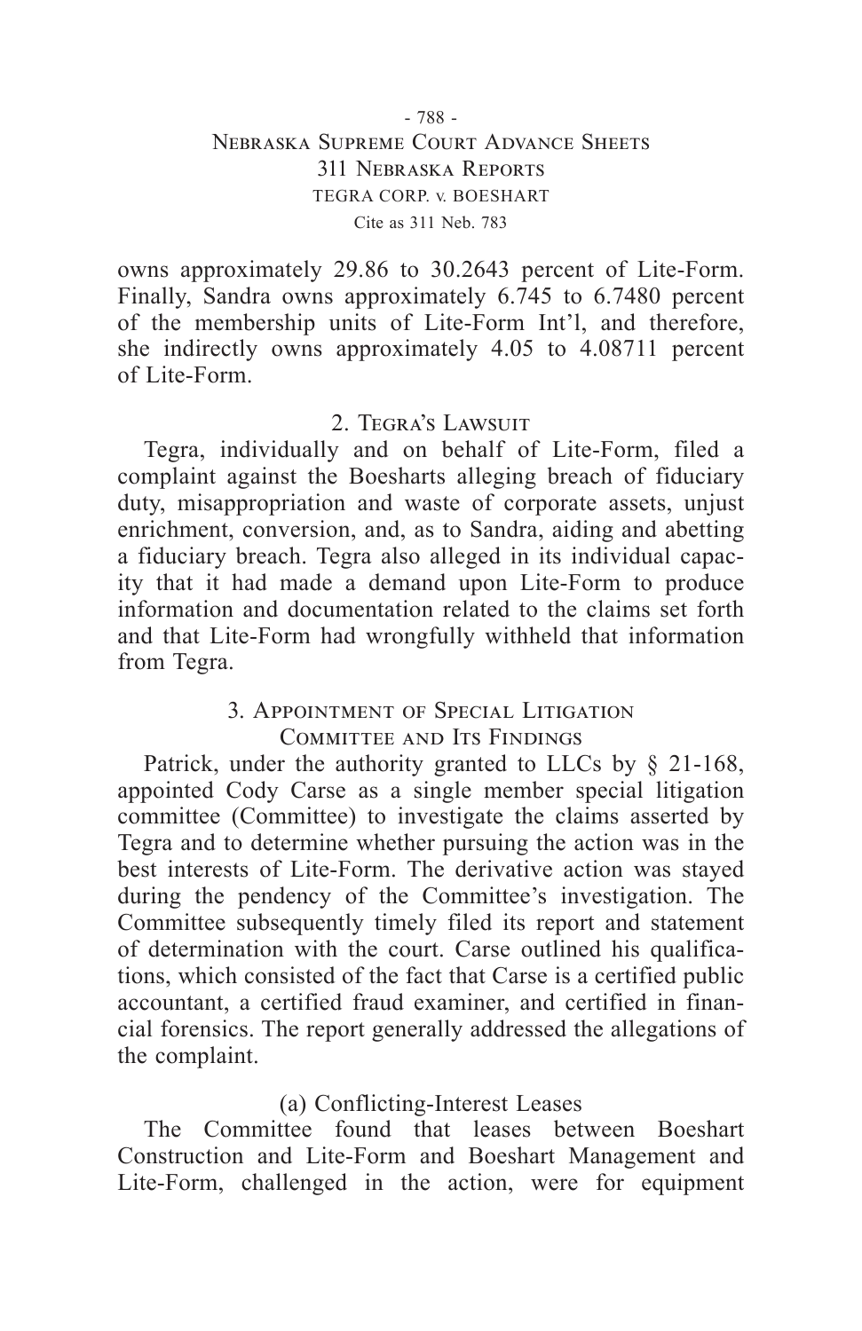owns approximately 29.86 to 30.2643 percent of Lite-Form. Finally, Sandra owns approximately 6.745 to 6.7480 percent of the membership units of Lite-Form Int'l, and therefore, she indirectly owns approximately 4.05 to 4.08711 percent of Lite-Form.

### 2. Tegra's Lawsuit

Tegra, individually and on behalf of Lite-Form, filed a complaint against the Boesharts alleging breach of fiduciary duty, misappropriation and waste of corporate assets, unjust enrichment, conversion, and, as to Sandra, aiding and abetting a fiduciary breach. Tegra also alleged in its individual capacity that it had made a demand upon Lite-Form to produce information and documentation related to the claims set forth and that Lite-Form had wrongfully withheld that information from Tegra.

### 3. Appointment of Special Litigation Committee and Its Findings

Patrick, under the authority granted to LLCs by § 21-168, appointed Cody Carse as a single member special litigation committee (Committee) to investigate the claims asserted by Tegra and to determine whether pursuing the action was in the best interests of Lite-Form. The derivative action was stayed during the pendency of the Committee's investigation. The Committee subsequently timely filed its report and statement of determination with the court. Carse outlined his qualifications, which consisted of the fact that Carse is a certified public accountant, a certified fraud examiner, and certified in financial forensics. The report generally addressed the allegations of the complaint.

#### (a) Conflicting-Interest Leases

The Committee found that leases between Boeshart Construction and Lite-Form and Boeshart Management and Lite-Form, challenged in the action, were for equipment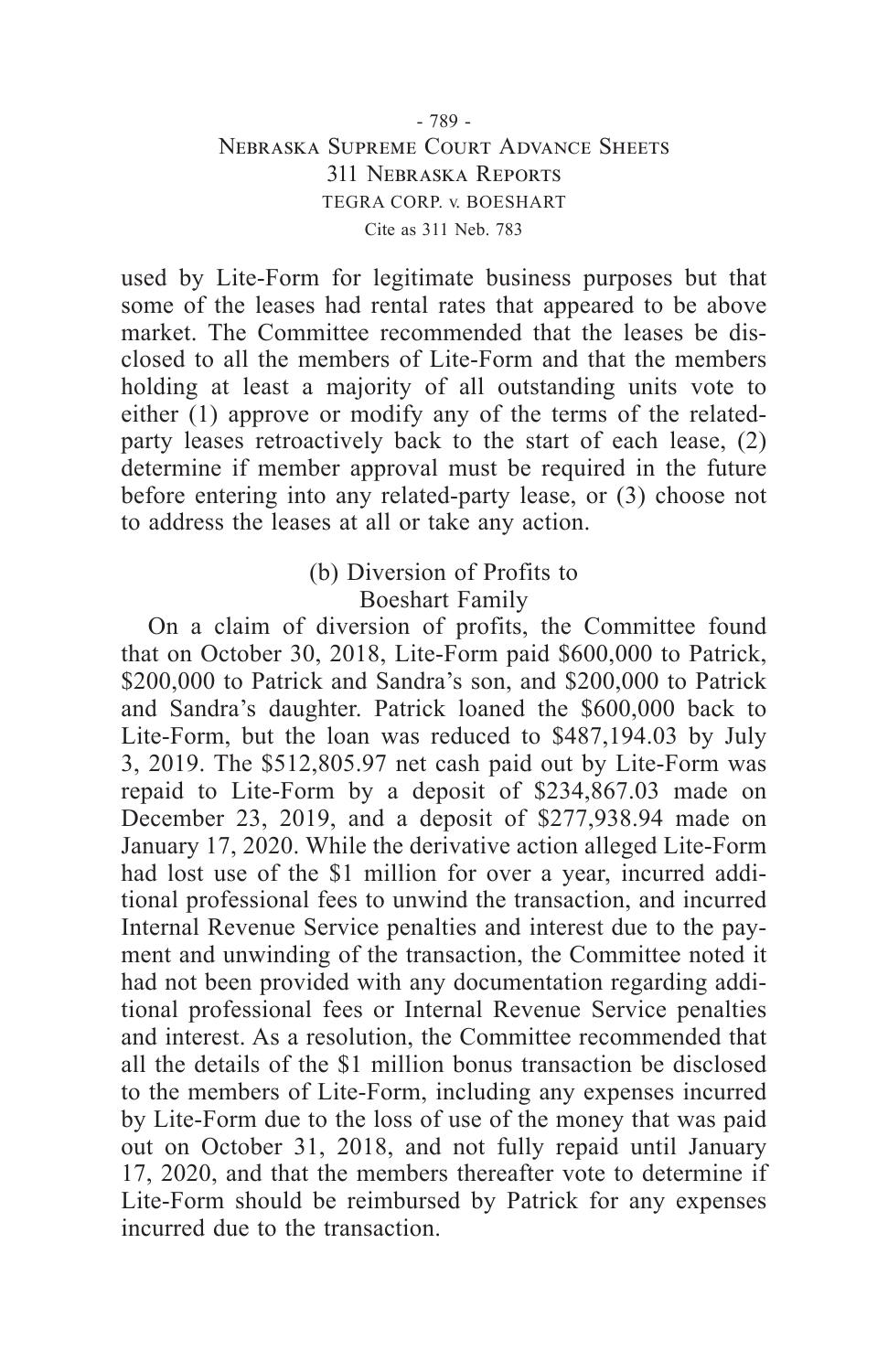used by Lite-Form for legitimate business purposes but that some of the leases had rental rates that appeared to be above market. The Committee recommended that the leases be disclosed to all the members of Lite-Form and that the members holding at least a majority of all outstanding units vote to either (1) approve or modify any of the terms of the related-party leases retroactively back to the start of each lease, (2) determine if member approval must be required in the future before entering into any related-party lease, or (3) choose not to address the leases at all or take any action.

### (b) Diversion of Profits to Boeshart Family

On a claim of diversion of profits, the Committee found that on October 30, 2018, Lite-Form paid \$600,000 to Patrick, \$200,000 to Patrick and Sandra's son, and \$200,000 to Patrick and Sandra's daughter. Patrick loaned the \$600,000 back to Lite-Form, but the loan was reduced to \$487,194.03 by July 3, 2019. The \$512,805.97 net cash paid out by Lite-Form was repaid to Lite-Form by a deposit of \$234,867.03 made on December 23, 2019, and a deposit of \$277,938.94 made on January 17, 2020. While the derivative action alleged Lite-Form had lost use of the \$1 million for over a year, incurred additional professional fees to unwind the transaction, and incurred Internal Revenue Service penalties and interest due to the payment and unwinding of the transaction, the Committee noted it had not been provided with any documentation regarding additional professional fees or Internal Revenue Service penalties and interest. As a resolution, the Committee recommended that all the details of the \$1 million bonus transaction be disclosed to the members of Lite-Form, including any expenses incurred by Lite-Form due to the loss of use of the money that was paid out on October 31, 2018, and not fully repaid until January 17, 2020, and that the members thereafter vote to determine if Lite-Form should be reimbursed by Patrick for any expenses incurred due to the transaction.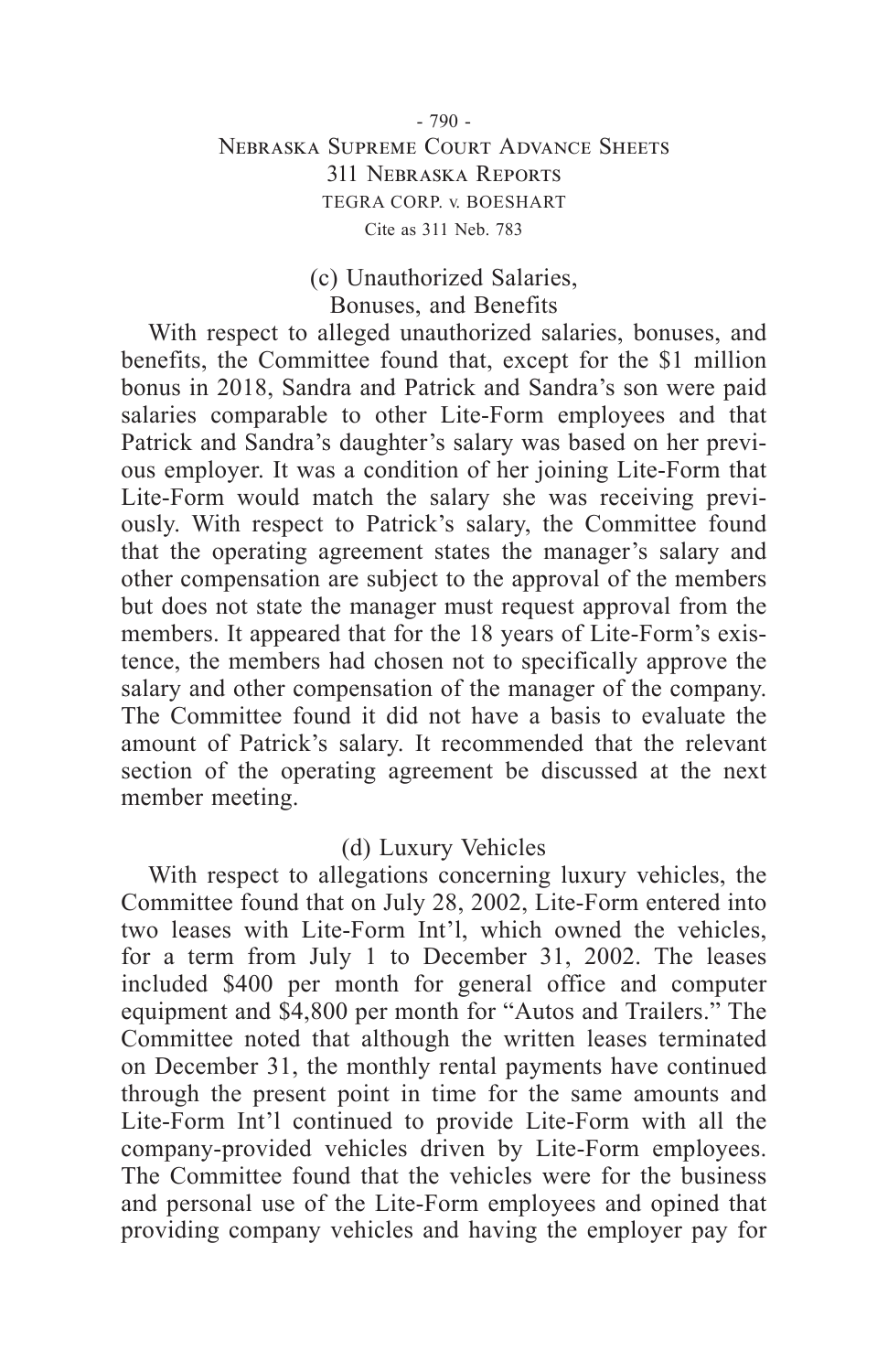### (c) Unauthorized Salaries, Bonuses, and Benefits

With respect to alleged unauthorized salaries, bonuses, and benefits, the Committee found that, except for the $1 million bonus in 2018, Sandra and Patrick and Sandra's son were paid salaries comparable to other Lite-Form employees and that Patrick and Sandra's daughter's salary was based on her previous employer. It was a condition of her joining Lite-Form that Lite-Form would match the salary she was receiving previously. With respect to Patrick's salary, the Committee found that the operating agreement states the manager's salary and other compensation are subject to the approval of the members but does not state the manager must request approval from the members. It appeared that for the 18 years of Lite-Form's existence, the members had chosen not to specifically approve the salary and other compensation of the manager of the company. The Committee found it did not have a basis to evaluate the amount of Patrick's salary. It recommended that the relevant section of the operating agreement be discussed at the next member meeting.

### (d) Luxury Vehicles

With respect to allegations concerning luxury vehicles, the Committee found that on July 28, 2002, Lite-Form entered into two leases with Lite-Form Int'l, which owned the vehicles, for a term from July 1 to December 31, 2002. The leases included $400 per month for general office and computer equipment and $4,800 per month for "Autos and Trailers." The Committee noted that although the written leases terminated on December 31, the monthly rental payments have continued through the present point in time for the same amounts and Lite-Form Int'l continued to provide Lite-Form with all the company-provided vehicles driven by Lite-Form employees. The Committee found that the vehicles were for the business and personal use of the Lite-Form employees and opined that providing company vehicles and having the employer pay for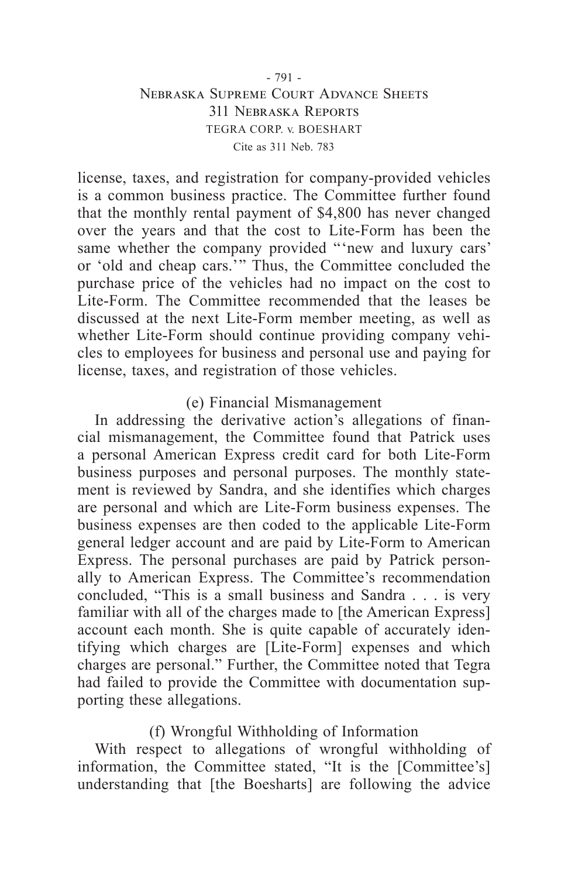license, taxes, and registration for company-provided vehicles is a common business practice. The Committee further found that the monthly rental payment of $4,800 has never changed over the years and that the cost to Lite-Form has been the same whether the company provided "'new and luxury cars' or 'old and cheap cars.'" Thus, the Committee concluded the purchase price of the vehicles had no impact on the cost to Lite-Form. The Committee recommended that the leases be discussed at the next Lite-Form member meeting, as well as whether Lite-Form should continue providing company vehicles to employees for business and personal use and paying for license, taxes, and registration of those vehicles.

(e) Financial Mismanagement

In addressing the derivative action's allegations of financial mismanagement, the Committee found that Patrick uses a personal American Express credit card for both Lite-Form business purposes and personal purposes. The monthly statement is reviewed by Sandra, and she identifies which charges are personal and which are Lite-Form business expenses. The business expenses are then coded to the applicable Lite-Form general ledger account and are paid by Lite-Form to American Express. The personal purchases are paid by Patrick personally to American Express. The Committee's recommendation concluded, "This is a small business and Sandra . . . is very familiar with all of the charges made to [the American Express] account each month. She is quite capable of accurately identifying which charges are [Lite-Form] expenses and which charges are personal." Further, the Committee noted that Tegra had failed to provide the Committee with documentation supporting these allegations.

(f) Wrongful Withholding of Information

With respect to allegations of wrongful withholding of information, the Committee stated, "It is the [Committee's] understanding that [the Boesharts] are following the advice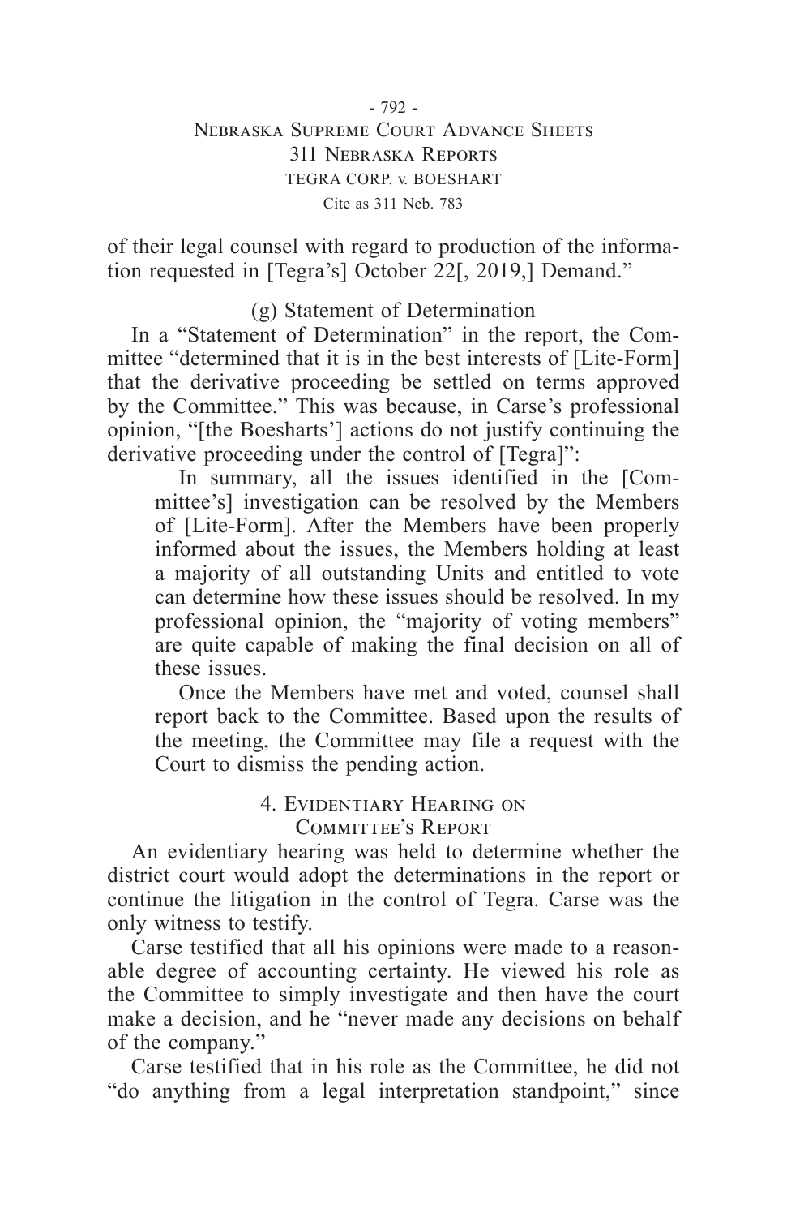of their legal counsel with regard to production of the information requested in [Tegra's] October 22[, 2019,] Demand."

(g) Statement of Determination

In a "Statement of Determination" in the report, the Committee "determined that it is in the best interests of [Lite-Form] that the derivative proceeding be settled on terms approved by the Committee." This was because, in Carse's professional opinion, "[the Boesharts'] actions do not justify continuing the derivative proceeding under the control of [Tegra]":

> In summary, all the issues identified in the [Committee's] investigation can be resolved by the Members of [Lite-Form]. After the Members have been properly informed about the issues, the Members holding at least a majority of all outstanding Units and entitled to vote can determine how these issues should be resolved. In my professional opinion, the "majority of voting members" are quite capable of making the final decision on all of these issues.
>
> Once the Members have met and voted, counsel shall report back to the Committee. Based upon the results of the meeting, the Committee may file a request with the Court to dismiss the pending action.

### 4. Evidentiary Hearing on Committee's Report

An evidentiary hearing was held to determine whether the district court would adopt the determinations in the report or continue the litigation in the control of Tegra. Carse was the only witness to testify.

Carse testified that all his opinions were made to a reasonable degree of accounting certainty. He viewed his role as the Committee to simply investigate and then have the court make a decision, and he "never made any decisions on behalf of the company."

Carse testified that in his role as the Committee, he did not "do anything from a legal interpretation standpoint," since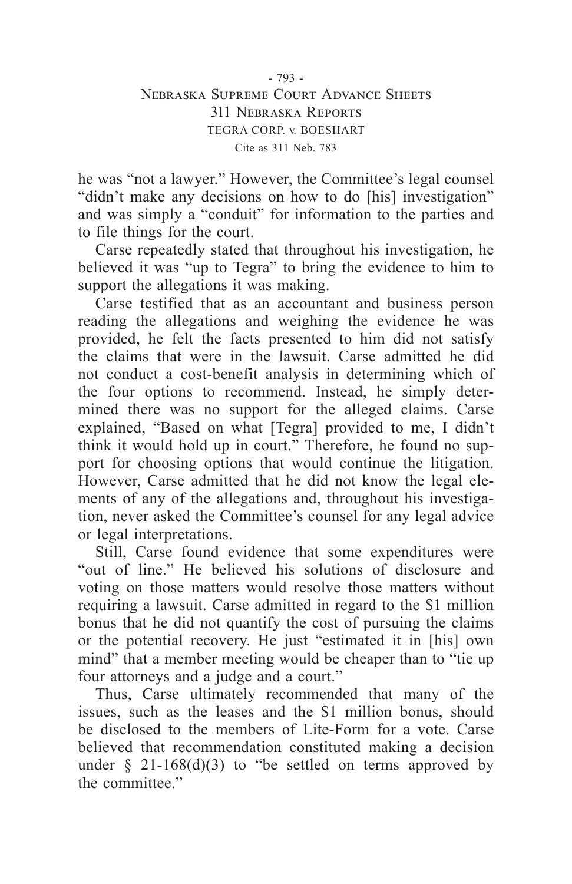he was "not a lawyer." However, the Committee's legal counsel "didn't make any decisions on how to do [his] investigation" and was simply a "conduit" for information to the parties and to file things for the court.

Carse repeatedly stated that throughout his investigation, he believed it was "up to Tegra" to bring the evidence to him to support the allegations it was making.

Carse testified that as an accountant and business person reading the allegations and weighing the evidence he was provided, he felt the facts presented to him did not satisfy the claims that were in the lawsuit. Carse admitted he did not conduct a cost-benefit analysis in determining which of the four options to recommend. Instead, he simply determined there was no support for the alleged claims. Carse explained, "Based on what [Tegra] provided to me, I didn't think it would hold up in court." Therefore, he found no support for choosing options that would continue the litigation. However, Carse admitted that he did not know the legal elements of any of the allegations and, throughout his investigation, never asked the Committee's counsel for any legal advice or legal interpretations.

Still, Carse found evidence that some expenditures were "out of line." He believed his solutions of disclosure and voting on those matters would resolve those matters without requiring a lawsuit. Carse admitted in regard to the $1 million bonus that he did not quantify the cost of pursuing the claims or the potential recovery. He just "estimated it in [his] own mind" that a member meeting would be cheaper than to "tie up four attorneys and a judge and a court."

Thus, Carse ultimately recommended that many of the issues, such as the leases and the $1 million bonus, should be disclosed to the members of Lite-Form for a vote. Carse believed that recommendation constituted making a decision under § 21-168(d)(3) to "be settled on terms approved by the committee."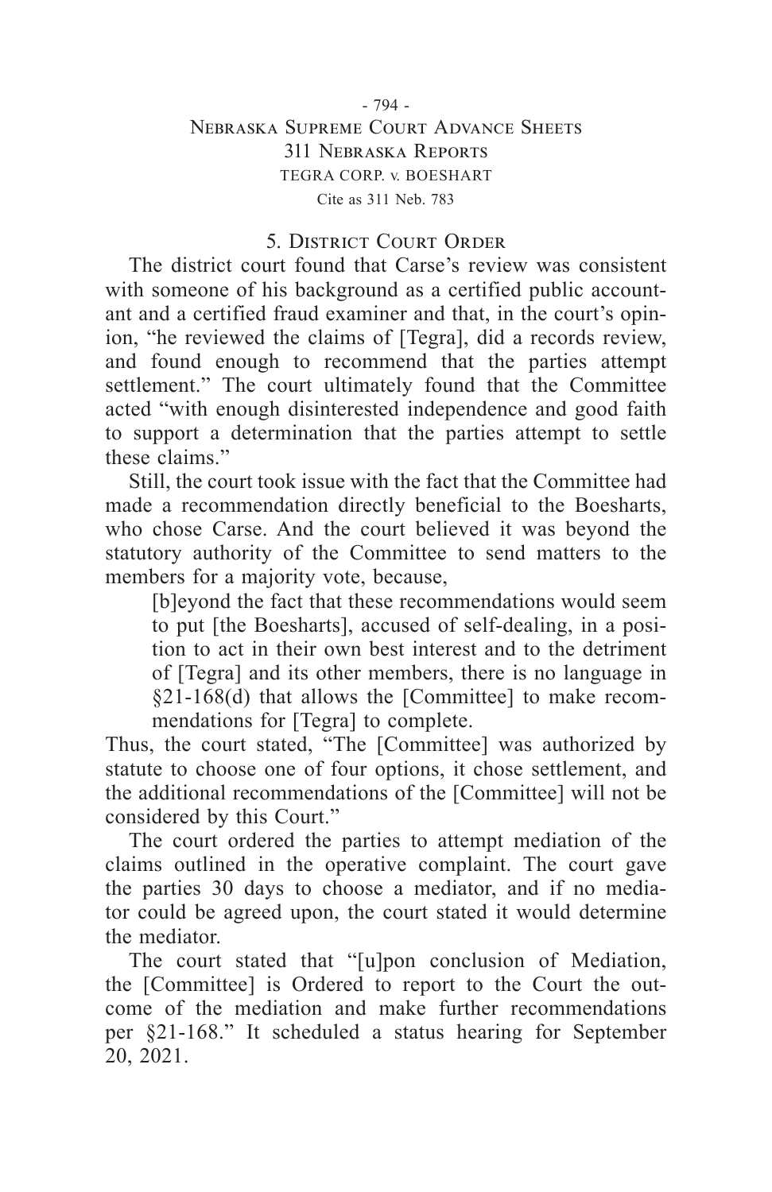### 5. District Court Order

The district court found that Carse's review was consistent with someone of his background as a certified public accountant and a certified fraud examiner and that, in the court's opinion, "he reviewed the claims of [Tegra], did a records review, and found enough to recommend that the parties attempt settlement." The court ultimately found that the Committee acted "with enough disinterested independence and good faith to support a determination that the parties attempt to settle these claims."

Still, the court took issue with the fact that the Committee had made a recommendation directly beneficial to the Boesharts, who chose Carse. And the court believed it was beyond the statutory authority of the Committee to send matters to the members for a majority vote, because,

> [b]eyond the fact that these recommendations would seem to put [the Boesharts], accused of self-dealing, in a position to act in their own best interest and to the detriment of [Tegra] and its other members, there is no language in §21-168(d) that allows the [Committee] to make recommendations for [Tegra] to complete.

Thus, the court stated, "The [Committee] was authorized by statute to choose one of four options, it chose settlement, and the additional recommendations of the [Committee] will not be considered by this Court."

The court ordered the parties to attempt mediation of the claims outlined in the operative complaint. The court gave the parties 30 days to choose a mediator, and if no mediator could be agreed upon, the court stated it would determine the mediator.

The court stated that "[u]pon conclusion of Mediation, the [Committee] is Ordered to report to the Court the outcome of the mediation and make further recommendations per §21-168." It scheduled a status hearing for September 20, 2021.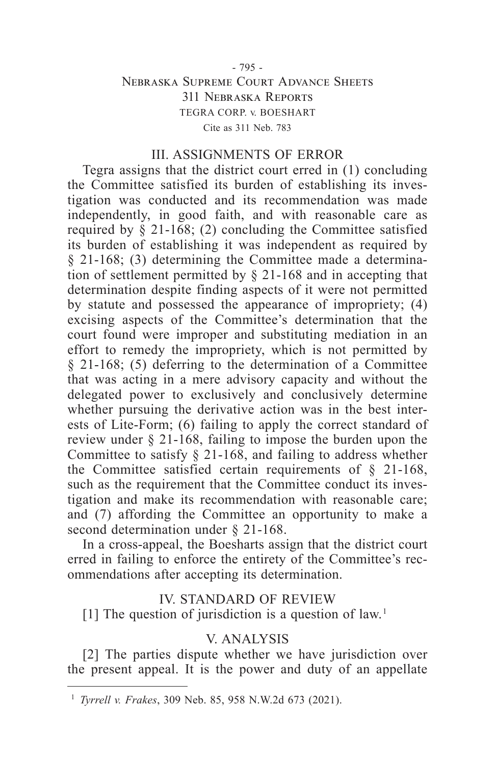## III. ASSIGNMENTS OF ERROR

Tegra assigns that the district court erred in (1) concluding the Committee satisfied its burden of establishing its investigation was conducted and its recommendation was made independently, in good faith, and with reasonable care as required by § 21-168; (2) concluding the Committee satisfied its burden of establishing it was independent as required by § 21-168; (3) determining the Committee made a determination of settlement permitted by § 21-168 and in accepting that determination despite finding aspects of it were not permitted by statute and possessed the appearance of impropriety; (4) excising aspects of the Committee's determination that the court found were improper and substituting mediation in an effort to remedy the impropriety, which is not permitted by § 21-168; (5) deferring to the determination of a Committee that was acting in a mere advisory capacity and without the delegated power to exclusively and conclusively determine whether pursuing the derivative action was in the best interests of Lite-Form; (6) failing to apply the correct standard of review under § 21-168, failing to impose the burden upon the Committee to satisfy § 21-168, and failing to address whether the Committee satisfied certain requirements of § 21-168, such as the requirement that the Committee conduct its investigation and make its recommendation with reasonable care; and (7) affording the Committee an opportunity to make a second determination under § 21-168.

In a cross-appeal, the Boesharts assign that the district court erred in failing to enforce the entirety of the Committee's recommendations after accepting its determination.

## IV. STANDARD OF REVIEW

[1] The question of jurisdiction is a question of law.[1]

## V. ANALYSIS

[2] The parties dispute whether we have jurisdiction over the present appeal. It is the power and duty of an appellate

---

[1] *Tyrrell v. Frakes*, 309 Neb. 85, 958 N.W.2d 673 (2021).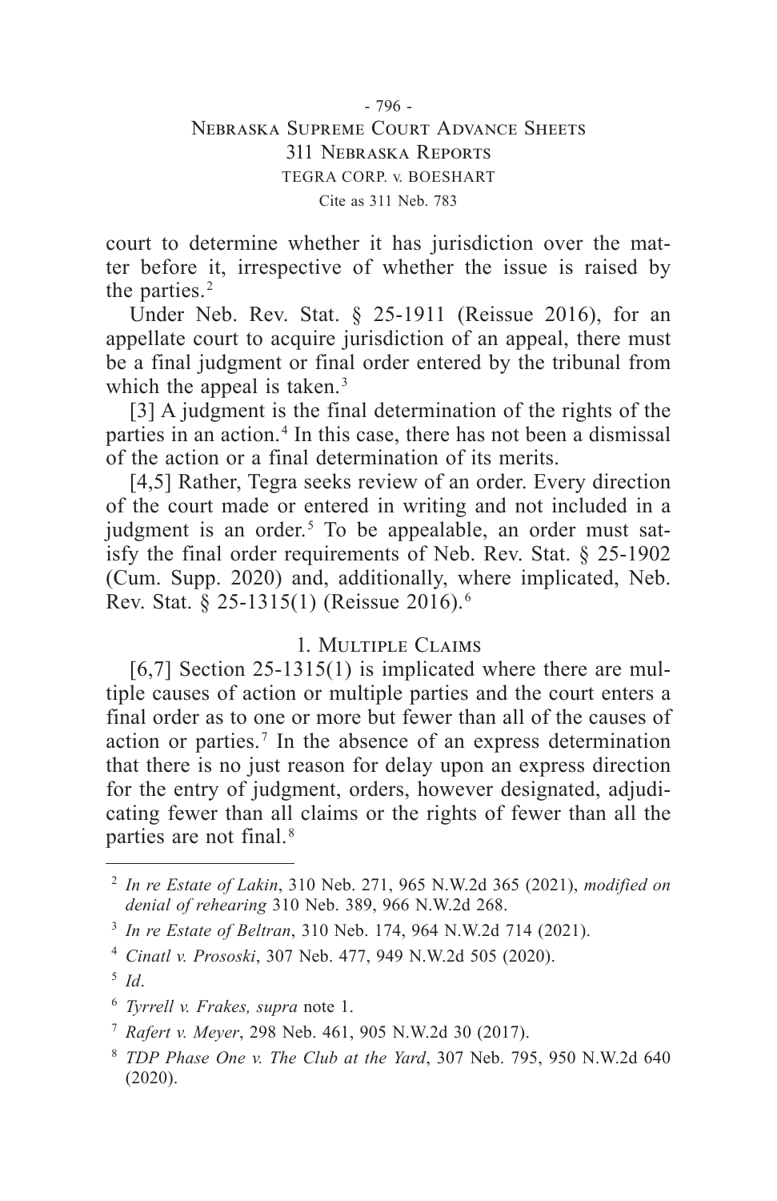court to determine whether it has jurisdiction over the matter before it, irrespective of whether the issue is raised by the parties.[2]

Under Neb. Rev. Stat. § 25-1911 (Reissue 2016), for an appellate court to acquire jurisdiction of an appeal, there must be a final judgment or final order entered by the tribunal from which the appeal is taken.[3]

[3] A judgment is the final determination of the rights of the parties in an action.[4] In this case, there has not been a dismissal of the action or a final determination of its merits.

[4,5] Rather, Tegra seeks review of an order. Every direction of the court made or entered in writing and not included in a judgment is an order.[5] To be appealable, an order must satisfy the final order requirements of Neb. Rev. Stat. § 25-1902 (Cum. Supp. 2020) and, additionally, where implicated, Neb. Rev. Stat. § 25-1315(1) (Reissue 2016).[6]

### 1. Multiple Claims

[6,7] Section 25-1315(1) is implicated where there are multiple causes of action or multiple parties and the court enters a final order as to one or more but fewer than all of the causes of action or parties.[7] In the absence of an express determination that there is no just reason for delay upon an express direction for the entry of judgment, orders, however designated, adjudicating fewer than all claims or the rights of fewer than all the parties are not final.[8]

---

[2] *In re Estate of Lakin*, 310 Neb. 271, 965 N.W.2d 365 (2021), *modified on denial of rehearing* 310 Neb. 389, 966 N.W.2d 268.

[3] *In re Estate of Beltran*, 310 Neb. 174, 964 N.W.2d 714 (2021).

[4] *Cinatl v. Prososki*, 307 Neb. 477, 949 N.W.2d 505 (2020).

[5] *Id*.

[6] *Tyrrell v. Frakes, supra* note 1.

[7] *Rafert v. Meyer*, 298 Neb. 461, 905 N.W.2d 30 (2017).

[8] *TDP Phase One v. The Club at the Yard*, 307 Neb. 795, 950 N.W.2d 640 (2020).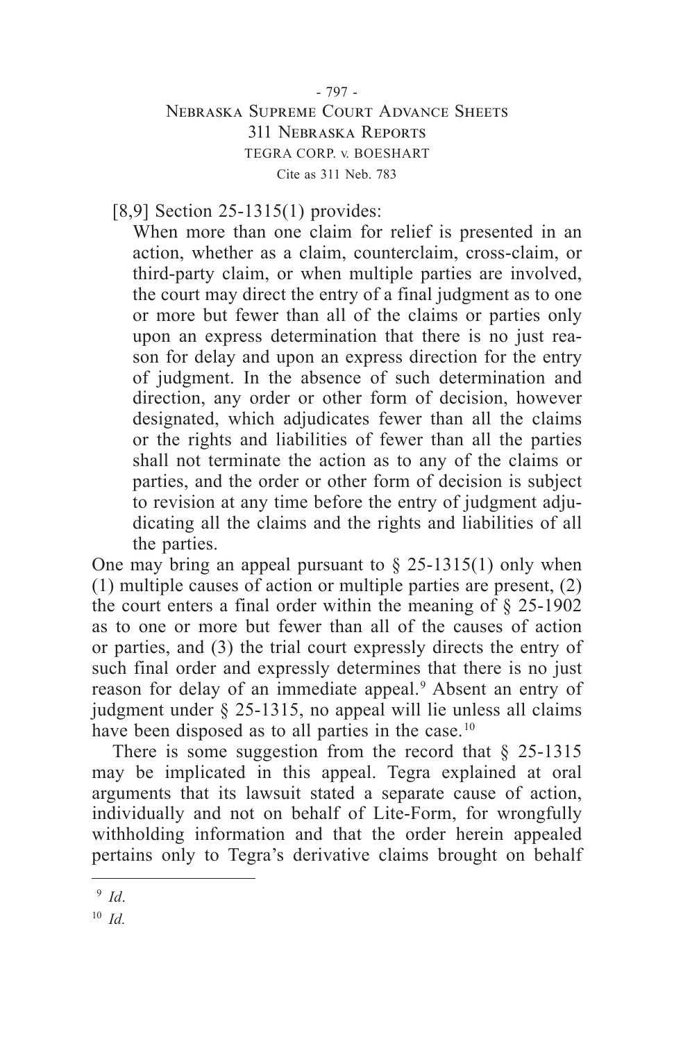[8,9] Section 25-1315(1) provides:

> When more than one claim for relief is presented in an action, whether as a claim, counterclaim, cross-claim, or third-party claim, or when multiple parties are involved, the court may direct the entry of a final judgment as to one or more but fewer than all of the claims or parties only upon an express determination that there is no just reason for delay and upon an express direction for the entry of judgment. In the absence of such determination and direction, any order or other form of decision, however designated, which adjudicates fewer than all the claims or the rights and liabilities of fewer than all the parties shall not terminate the action as to any of the claims or parties, and the order or other form of decision is subject to revision at any time before the entry of judgment adjudicating all the claims and the rights and liabilities of all the parties.

One may bring an appeal pursuant to § 25-1315(1) only when (1) multiple causes of action or multiple parties are present, (2) the court enters a final order within the meaning of § 25-1902 as to one or more but fewer than all of the causes of action or parties, and (3) the trial court expressly directs the entry of such final order and expressly determines that there is no just reason for delay of an immediate appeal.[9] Absent an entry of judgment under § 25-1315, no appeal will lie unless all claims have been disposed as to all parties in the case.[10]

There is some suggestion from the record that § 25-1315 may be implicated in this appeal. Tegra explained at oral arguments that its lawsuit stated a separate cause of action, individually and not on behalf of Lite-Form, for wrongfully withholding information and that the order herein appealed pertains only to Tegra's derivative claims brought on behalf

---

[9] *Id*.

[10] *Id.*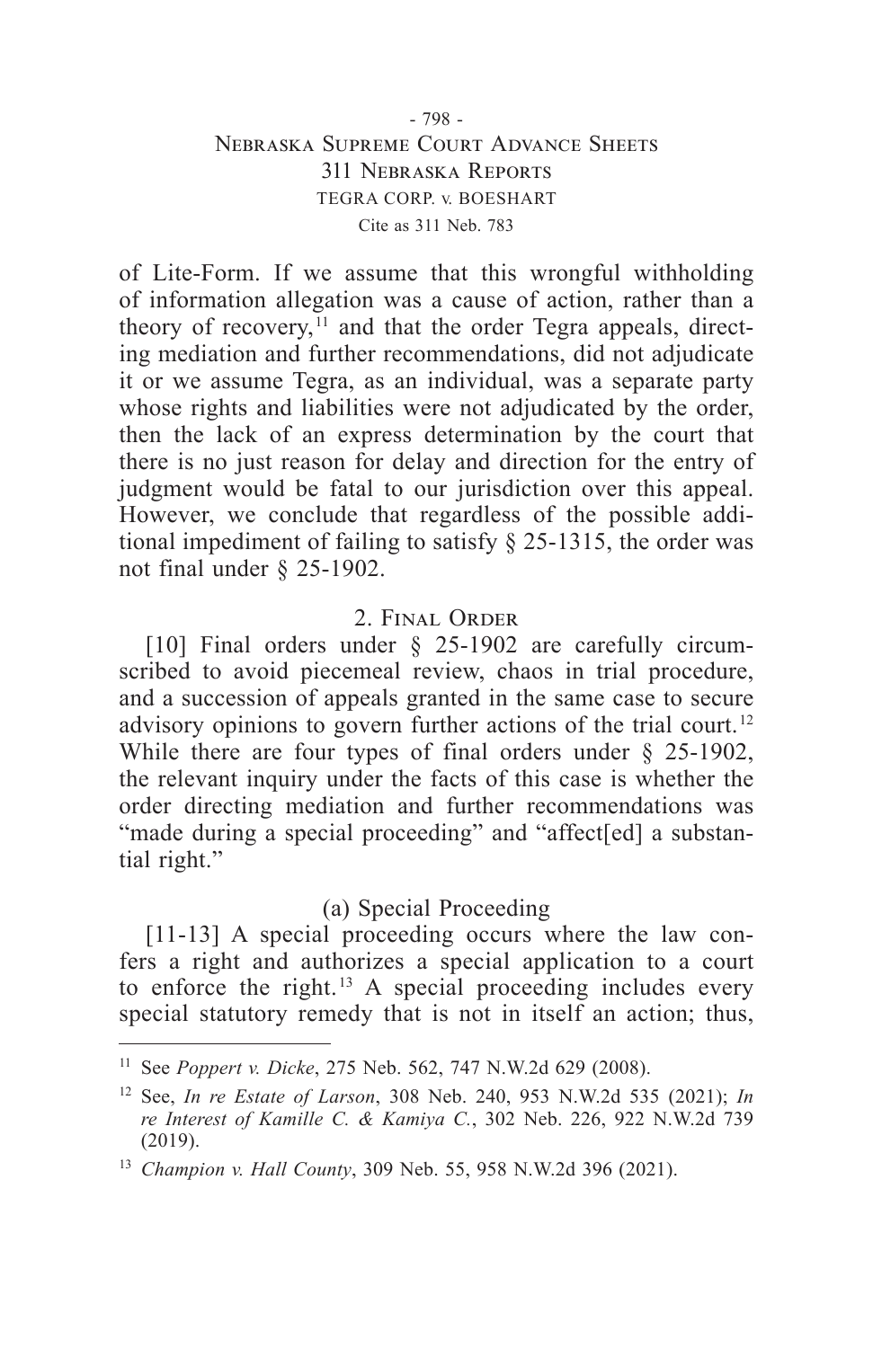of Lite-Form. If we assume that this wrongful withholding of information allegation was a cause of action, rather than a theory of recovery,[11] and that the order Tegra appeals, directing mediation and further recommendations, did not adjudicate it or we assume Tegra, as an individual, was a separate party whose rights and liabilities were not adjudicated by the order, then the lack of an express determination by the court that there is no just reason for delay and direction for the entry of judgment would be fatal to our jurisdiction over this appeal. However, we conclude that regardless of the possible additional impediment of failing to satisfy § 25-1315, the order was not final under § 25-1902.

## 2. Final Order

[10] Final orders under § 25-1902 are carefully circumscribed to avoid piecemeal review, chaos in trial procedure, and a succession of appeals granted in the same case to secure advisory opinions to govern further actions of the trial court.[12] While there are four types of final orders under § 25-1902, the relevant inquiry under the facts of this case is whether the order directing mediation and further recommendations was "made during a special proceeding" and "affect[ed] a substantial right."

### (a) Special Proceeding

[11-13] A special proceeding occurs where the law confers a right and authorizes a special application to a court to enforce the right.[13] A special proceeding includes every special statutory remedy that is not in itself an action; thus,

---

[11] See *Poppert v. Dicke*, 275 Neb. 562, 747 N.W.2d 629 (2008).

[12] See, *In re Estate of Larson*, 308 Neb. 240, 953 N.W.2d 535 (2021); *In re Interest of Kamille C. & Kamiya C.*, 302 Neb. 226, 922 N.W.2d 739 (2019).

[13] *Champion v. Hall County*, 309 Neb. 55, 958 N.W.2d 396 (2021).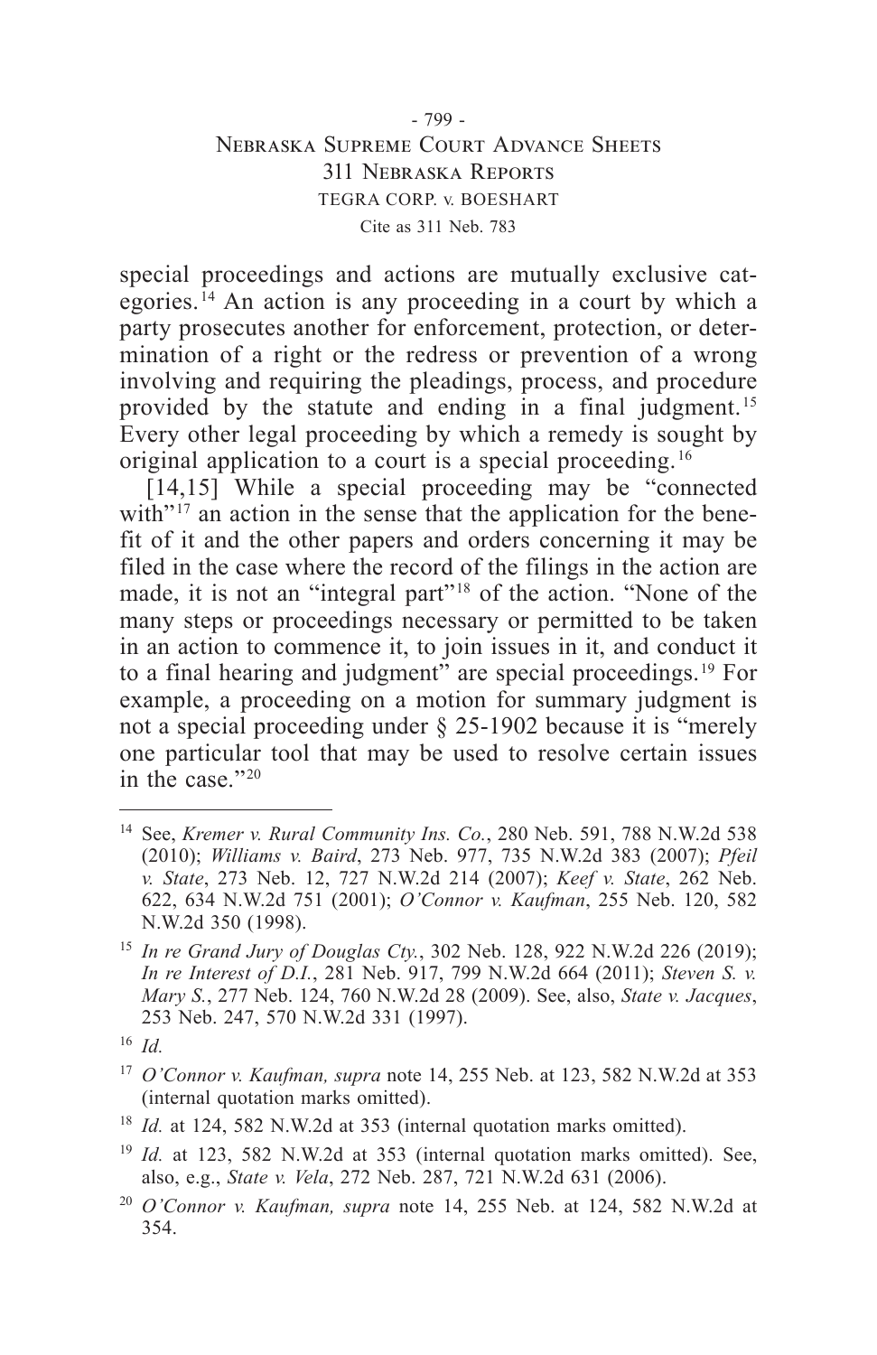special proceedings and actions are mutually exclusive categories.[14] An action is any proceeding in a court by which a party prosecutes another for enforcement, protection, or determination of a right or the redress or prevention of a wrong involving and requiring the pleadings, process, and procedure provided by the statute and ending in a final judgment.[15] Every other legal proceeding by which a remedy is sought by original application to a court is a special proceeding.[16]

[14,15] While a special proceeding may be "connected with"[17] an action in the sense that the application for the benefit of it and the other papers and orders concerning it may be filed in the case where the record of the filings in the action are made, it is not an "integral part"[18] of the action. "None of the many steps or proceedings necessary or permitted to be taken in an action to commence it, to join issues in it, and conduct it to a final hearing and judgment" are special proceedings.[19] For example, a proceeding on a motion for summary judgment is not a special proceeding under § 25-1902 because it is "merely one particular tool that may be used to resolve certain issues in the case."[20]

---

[14] See, *Kremer v. Rural Community Ins. Co.*, 280 Neb. 591, 788 N.W.2d 538 (2010); *Williams v. Baird*, 273 Neb. 977, 735 N.W.2d 383 (2007); *Pfeil v. State*, 273 Neb. 12, 727 N.W.2d 214 (2007); *Keef v. State*, 262 Neb. 622, 634 N.W.2d 751 (2001); *O'Connor v. Kaufman*, 255 Neb. 120, 582 N.W.2d 350 (1998).

[15] *In re Grand Jury of Douglas Cty.*, 302 Neb. 128, 922 N.W.2d 226 (2019); *In re Interest of D.I.*, 281 Neb. 917, 799 N.W.2d 664 (2011); *Steven S. v. Mary S.*, 277 Neb. 124, 760 N.W.2d 28 (2009). See, also, *State v. Jacques*, 253 Neb. 247, 570 N.W.2d 331 (1997).

[16] *Id.*

[17] *O'Connor v. Kaufman, supra* note 14, 255 Neb. at 123, 582 N.W.2d at 353 (internal quotation marks omitted).

[18] *Id.* at 124, 582 N.W.2d at 353 (internal quotation marks omitted).

[19] *Id.* at 123, 582 N.W.2d at 353 (internal quotation marks omitted). See, also, e.g., *State v. Vela*, 272 Neb. 287, 721 N.W.2d 631 (2006).

[20] *O'Connor v. Kaufman, supra* note 14, 255 Neb. at 124, 582 N.W.2d at 354.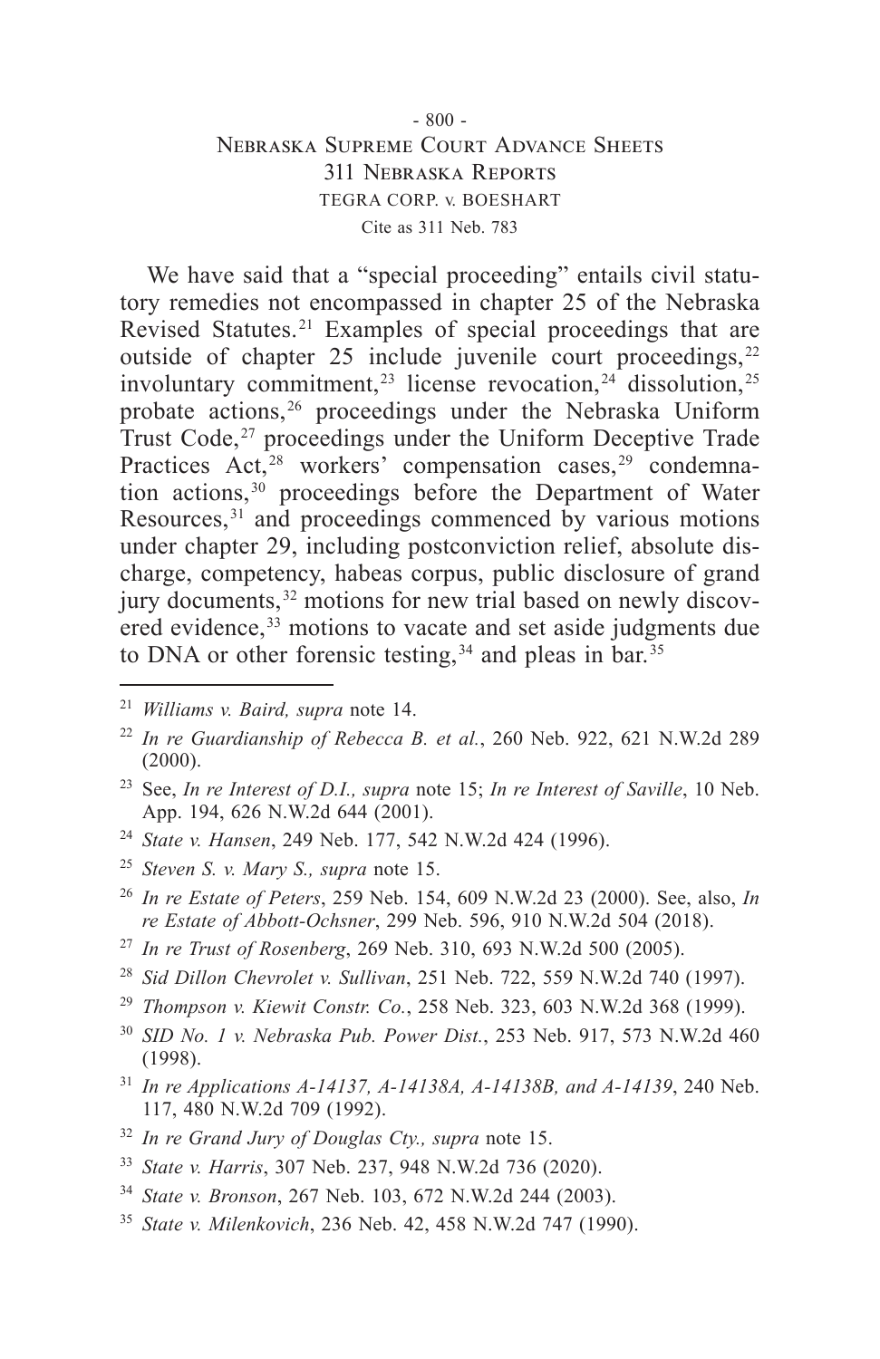We have said that a "special proceeding" entails civil statutory remedies not encompassed in chapter 25 of the Nebraska Revised Statutes.[21] Examples of special proceedings that are outside of chapter 25 include juvenile court proceedings,[22] involuntary commitment,[23] license revocation,[24] dissolution,[25] probate actions,[26] proceedings under the Nebraska Uniform Trust Code,[27] proceedings under the Uniform Deceptive Trade Practices Act,[28] workers' compensation cases,[29] condemnation actions,[30] proceedings before the Department of Water Resources,[31] and proceedings commenced by various motions under chapter 29, including postconviction relief, absolute discharge, competency, habeas corpus, public disclosure of grand jury documents,[32] motions for new trial based on newly discovered evidence,[33] motions to vacate and set aside judgments due to DNA or other forensic testing,[34] and pleas in bar.[35]

---

[21] *Williams v. Baird, supra* note 14.

[22] *In re Guardianship of Rebecca B. et al.*, 260 Neb. 922, 621 N.W.2d 289 (2000).

[23] See, *In re Interest of D.I., supra* note 15; *In re Interest of Saville*, 10 Neb. App. 194, 626 N.W.2d 644 (2001).

[24] *State v. Hansen*, 249 Neb. 177, 542 N.W.2d 424 (1996).

[25] *Steven S. v. Mary S., supra* note 15.

[26] *In re Estate of Peters*, 259 Neb. 154, 609 N.W.2d 23 (2000). See, also, *In re Estate of Abbott-Ochsner*, 299 Neb. 596, 910 N.W.2d 504 (2018).

[27] *In re Trust of Rosenberg*, 269 Neb. 310, 693 N.W.2d 500 (2005).

[28] *Sid Dillon Chevrolet v. Sullivan*, 251 Neb. 722, 559 N.W.2d 740 (1997).

[29] *Thompson v. Kiewit Constr. Co.*, 258 Neb. 323, 603 N.W.2d 368 (1999).

[30] *SID No. 1 v. Nebraska Pub. Power Dist.*, 253 Neb. 917, 573 N.W.2d 460 (1998).

[31] *In re Applications A-14137, A-14138A, A-14138B, and A-14139*, 240 Neb. 117, 480 N.W.2d 709 (1992).

[32] *In re Grand Jury of Douglas Cty., supra* note 15.

[33] *State v. Harris*, 307 Neb. 237, 948 N.W.2d 736 (2020).

[34] *State v. Bronson*, 267 Neb. 103, 672 N.W.2d 244 (2003).

[35] *State v. Milenkovich*, 236 Neb. 42, 458 N.W.2d 747 (1990).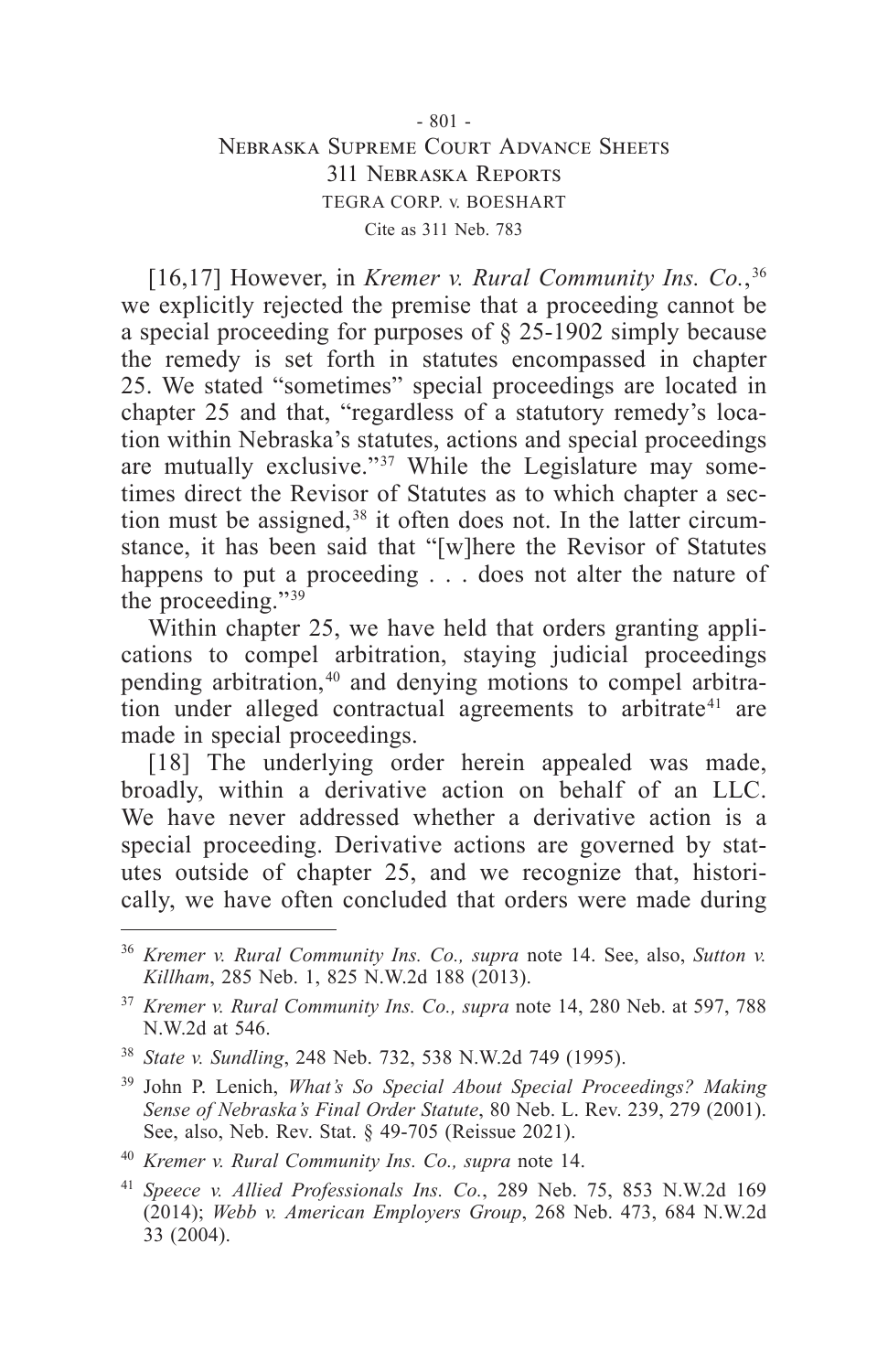[16,17] However, in *Kremer v. Rural Community Ins. Co.*,[36] we explicitly rejected the premise that a proceeding cannot be a special proceeding for purposes of § 25-1902 simply because the remedy is set forth in statutes encompassed in chapter 25. We stated "sometimes" special proceedings are located in chapter 25 and that, "regardless of a statutory remedy's location within Nebraska's statutes, actions and special proceedings are mutually exclusive."[37] While the Legislature may sometimes direct the Revisor of Statutes as to which chapter a section must be assigned,[38] it often does not. In the latter circumstance, it has been said that "[w]here the Revisor of Statutes happens to put a proceeding . . . does not alter the nature of the proceeding."[39]

Within chapter 25, we have held that orders granting applications to compel arbitration, staying judicial proceedings pending arbitration,[40] and denying motions to compel arbitration under alleged contractual agreements to arbitrate[41] are made in special proceedings.

[18] The underlying order herein appealed was made, broadly, within a derivative action on behalf of an LLC. We have never addressed whether a derivative action is a special proceeding. Derivative actions are governed by statutes outside of chapter 25, and we recognize that, historically, we have often concluded that orders were made during

---

[36] *Kremer v. Rural Community Ins. Co., supra* note 14. See, also, *Sutton v. Killham*, 285 Neb. 1, 825 N.W.2d 188 (2013).

[37] *Kremer v. Rural Community Ins. Co., supra* note 14, 280 Neb. at 597, 788 N.W.2d at 546.

[38] *State v. Sundling*, 248 Neb. 732, 538 N.W.2d 749 (1995).

[39] John P. Lenich, *What's So Special About Special Proceedings? Making Sense of Nebraska's Final Order Statute*, 80 Neb. L. Rev. 239, 279 (2001). See, also, Neb. Rev. Stat. § 49-705 (Reissue 2021).

[40] *Kremer v. Rural Community Ins. Co., supra* note 14.

[41] *Speece v. Allied Professionals Ins. Co.*, 289 Neb. 75, 853 N.W.2d 169 (2014); *Webb v. American Employers Group*, 268 Neb. 473, 684 N.W.2d 33 (2004).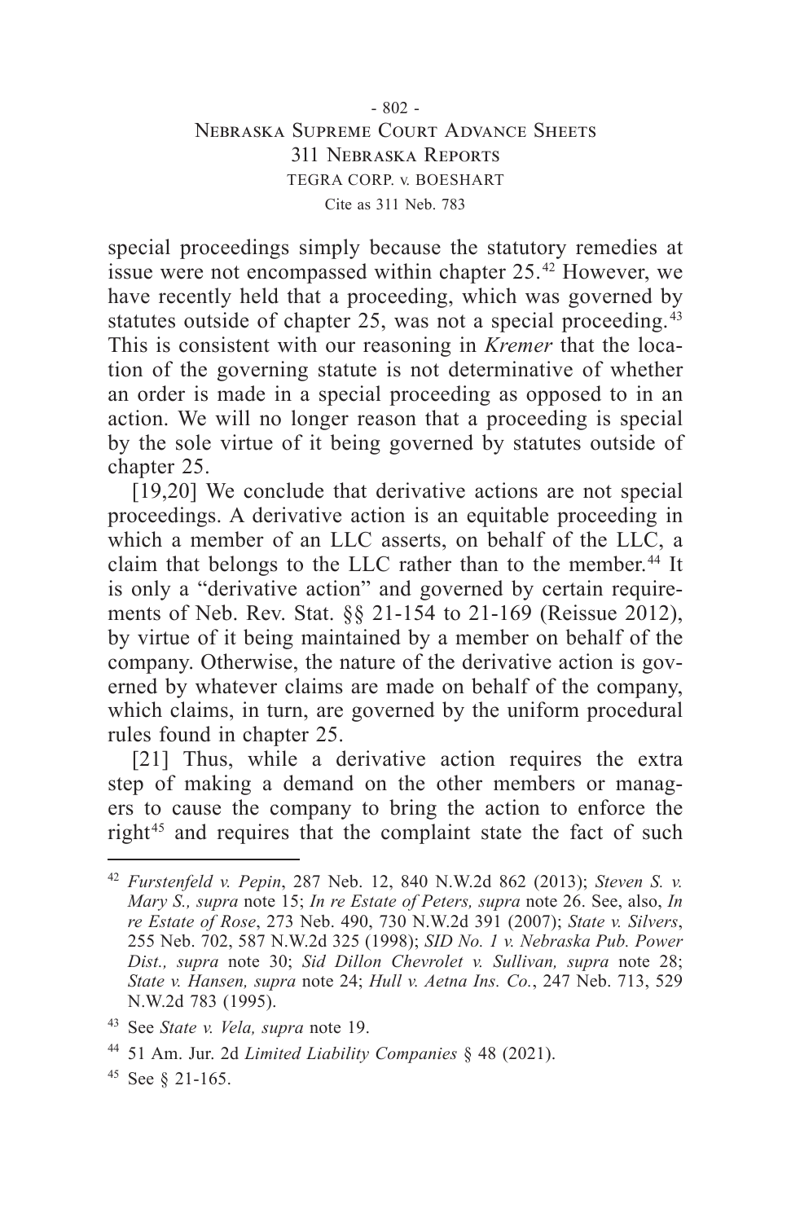special proceedings simply because the statutory remedies at issue were not encompassed within chapter 25.[42] However, we have recently held that a proceeding, which was governed by statutes outside of chapter 25, was not a special proceeding.[43] This is consistent with our reasoning in *Kremer* that the location of the governing statute is not determinative of whether an order is made in a special proceeding as opposed to in an action. We will no longer reason that a proceeding is special by the sole virtue of it being governed by statutes outside of chapter 25.

[19,20] We conclude that derivative actions are not special proceedings. A derivative action is an equitable proceeding in which a member of an LLC asserts, on behalf of the LLC, a claim that belongs to the LLC rather than to the member.[44] It is only a "derivative action" and governed by certain requirements of Neb. Rev. Stat. §§ 21-154 to 21-169 (Reissue 2012), by virtue of it being maintained by a member on behalf of the company. Otherwise, the nature of the derivative action is governed by whatever claims are made on behalf of the company, which claims, in turn, are governed by the uniform procedural rules found in chapter 25.

[21] Thus, while a derivative action requires the extra step of making a demand on the other members or managers to cause the company to bring the action to enforce the right[45] and requires that the complaint state the fact of such

---

[42] *Furstenfeld v. Pepin*, 287 Neb. 12, 840 N.W.2d 862 (2013); *Steven S. v. Mary S., supra* note 15; *In re Estate of Peters, supra* note 26. See, also, *In re Estate of Rose*, 273 Neb. 490, 730 N.W.2d 391 (2007); *State v. Silvers*, 255 Neb. 702, 587 N.W.2d 325 (1998); *SID No. 1 v. Nebraska Pub. Power Dist., supra* note 30; *Sid Dillon Chevrolet v. Sullivan, supra* note 28; *State v. Hansen, supra* note 24; *Hull v. Aetna Ins. Co.*, 247 Neb. 713, 529 N.W.2d 783 (1995).

[43] See *State v. Vela, supra* note 19.

[44] 51 Am. Jur. 2d *Limited Liability Companies* § 48 (2021).

[45] See § 21-165.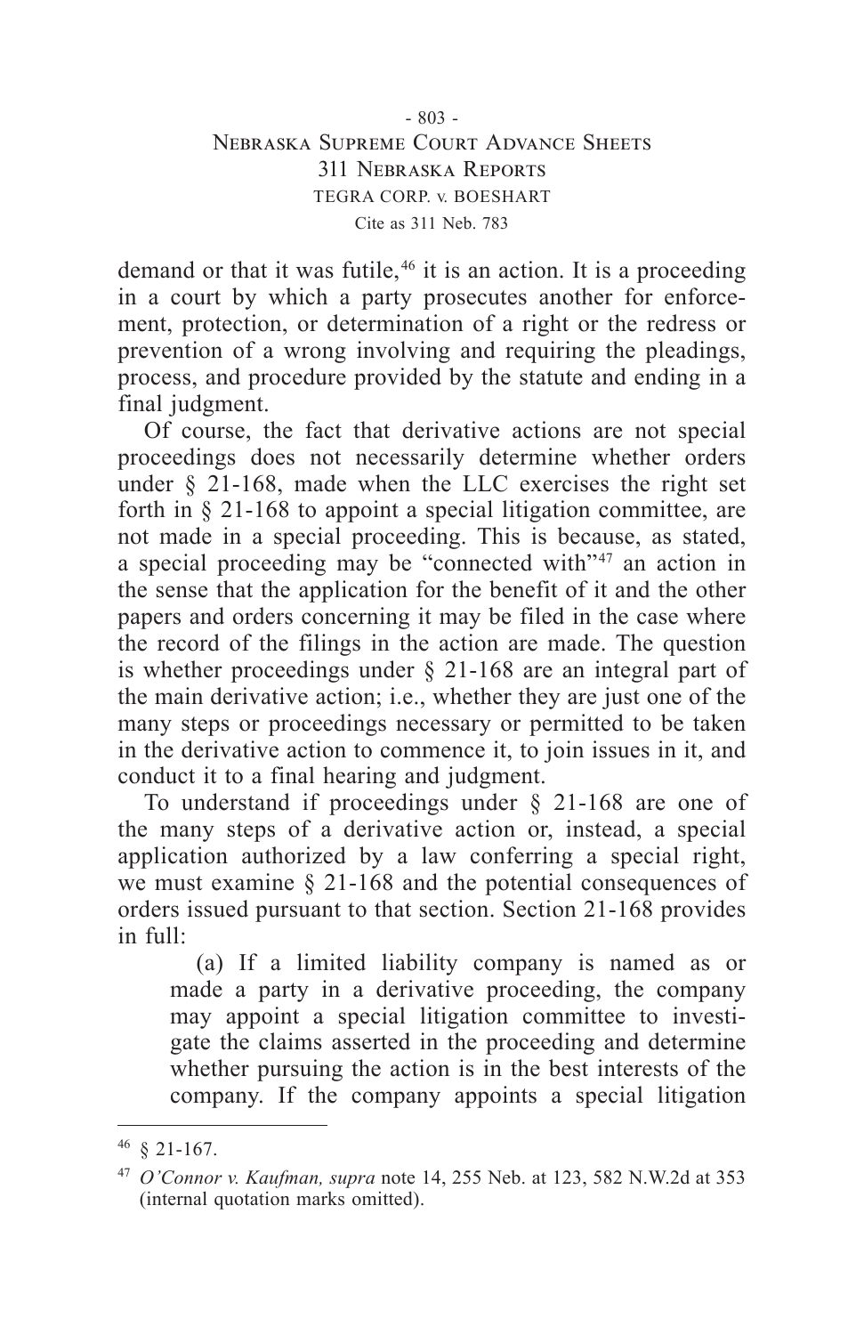demand or that it was futile,[46] it is an action. It is a proceeding in a court by which a party prosecutes another for enforcement, protection, or determination of a right or the redress or prevention of a wrong involving and requiring the pleadings, process, and procedure provided by the statute and ending in a final judgment.

Of course, the fact that derivative actions are not special proceedings does not necessarily determine whether orders under § 21-168, made when the LLC exercises the right set forth in § 21-168 to appoint a special litigation committee, are not made in a special proceeding. This is because, as stated, a special proceeding may be "connected with"[47] an action in the sense that the application for the benefit of it and the other papers and orders concerning it may be filed in the case where the record of the filings in the action are made. The question is whether proceedings under § 21-168 are an integral part of the main derivative action; i.e., whether they are just one of the many steps or proceedings necessary or permitted to be taken in the derivative action to commence it, to join issues in it, and conduct it to a final hearing and judgment.

To understand if proceedings under § 21-168 are one of the many steps of a derivative action or, instead, a special application authorized by a law conferring a special right, we must examine § 21-168 and the potential consequences of orders issued pursuant to that section. Section 21-168 provides in full:

> (a) If a limited liability company is named as or made a party in a derivative proceeding, the company may appoint a special litigation committee to investigate the claims asserted in the proceeding and determine whether pursuing the action is in the best interests of the company. If the company appoints a special litigation

---

[46] § 21-167.

[47] *O'Connor v. Kaufman, supra* note 14, 255 Neb. at 123, 582 N.W.2d at 353 (internal quotation marks omitted).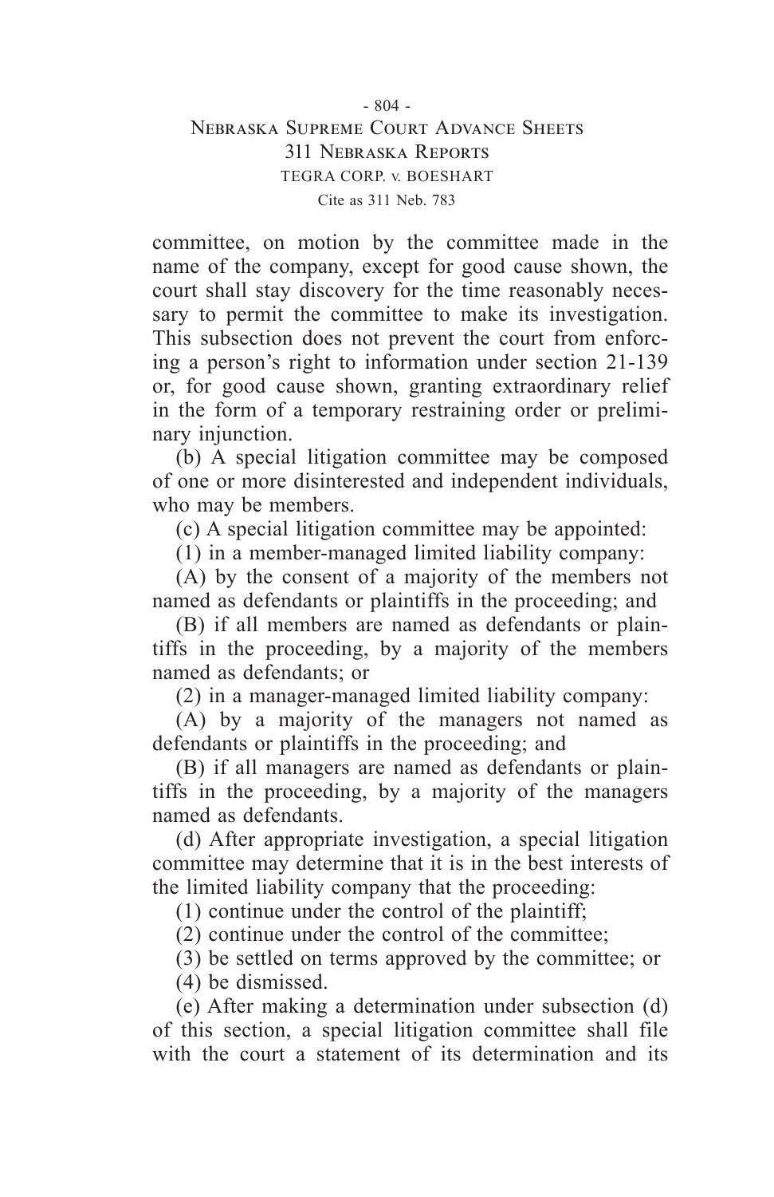committee, on motion by the committee made in the name of the company, except for good cause shown, the court shall stay discovery for the time reasonably necessary to permit the committee to make its investigation. This subsection does not prevent the court from enforcing a person's right to information under section 21-139 or, for good cause shown, granting extraordinary relief in the form of a temporary restraining order or preliminary injunction.

(b) A special litigation committee may be composed of one or more disinterested and independent individuals, who may be members.

(c) A special litigation committee may be appointed:

(1) in a member-managed limited liability company:

(A) by the consent of a majority of the members not named as defendants or plaintiffs in the proceeding; and

(B) if all members are named as defendants or plaintiffs in the proceeding, by a majority of the members named as defendants; or

(2) in a manager-managed limited liability company:

(A) by a majority of the managers not named as defendants or plaintiffs in the proceeding; and

(B) if all managers are named as defendants or plaintiffs in the proceeding, by a majority of the managers named as defendants.

(d) After appropriate investigation, a special litigation committee may determine that it is in the best interests of the limited liability company that the proceeding:

(1) continue under the control of the plaintiff;

(2) continue under the control of the committee;

(3) be settled on terms approved by the committee; or

(4) be dismissed.

(e) After making a determination under subsection (d) of this section, a special litigation committee shall file with the court a statement of its determination and its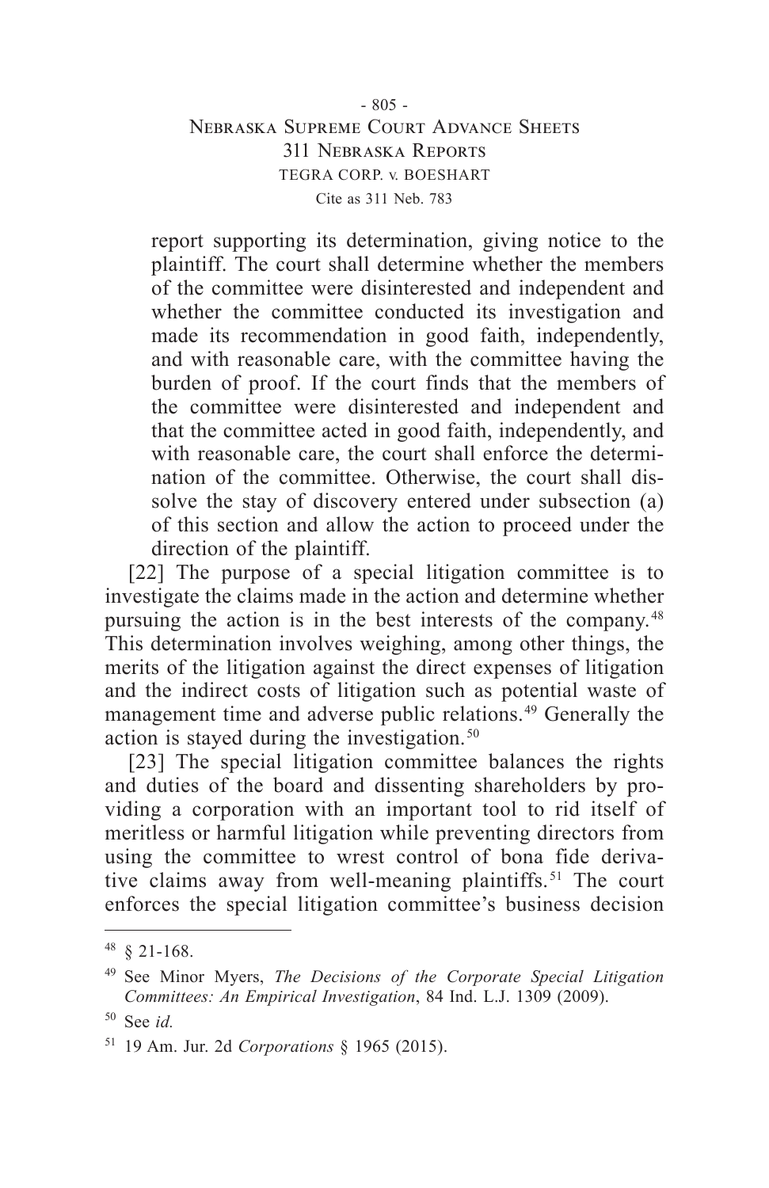> report supporting its determination, giving notice to the plaintiff. The court shall determine whether the members of the committee were disinterested and independent and whether the committee conducted its investigation and made its recommendation in good faith, independently, and with reasonable care, with the committee having the burden of proof. If the court finds that the members of the committee were disinterested and independent and that the committee acted in good faith, independently, and with reasonable care, the court shall enforce the determination of the committee. Otherwise, the court shall dissolve the stay of discovery entered under subsection (a) of this section and allow the action to proceed under the direction of the plaintiff.

[22] The purpose of a special litigation committee is to investigate the claims made in the action and determine whether pursuing the action is in the best interests of the company.[48] This determination involves weighing, among other things, the merits of the litigation against the direct expenses of litigation and the indirect costs of litigation such as potential waste of management time and adverse public relations.[49] Generally the action is stayed during the investigation.[50]

[23] The special litigation committee balances the rights and duties of the board and dissenting shareholders by providing a corporation with an important tool to rid itself of meritless or harmful litigation while preventing directors from using the committee to wrest control of bona fide derivative claims away from well-meaning plaintiffs.[51] The court enforces the special litigation committee's business decision

---

[48] § 21-168.

[49] See Minor Myers, *The Decisions of the Corporate Special Litigation Committees: An Empirical Investigation*, 84 Ind. L.J. 1309 (2009).

[50] See *id.*

[51] 19 Am. Jur. 2d *Corporations* § 1965 (2015).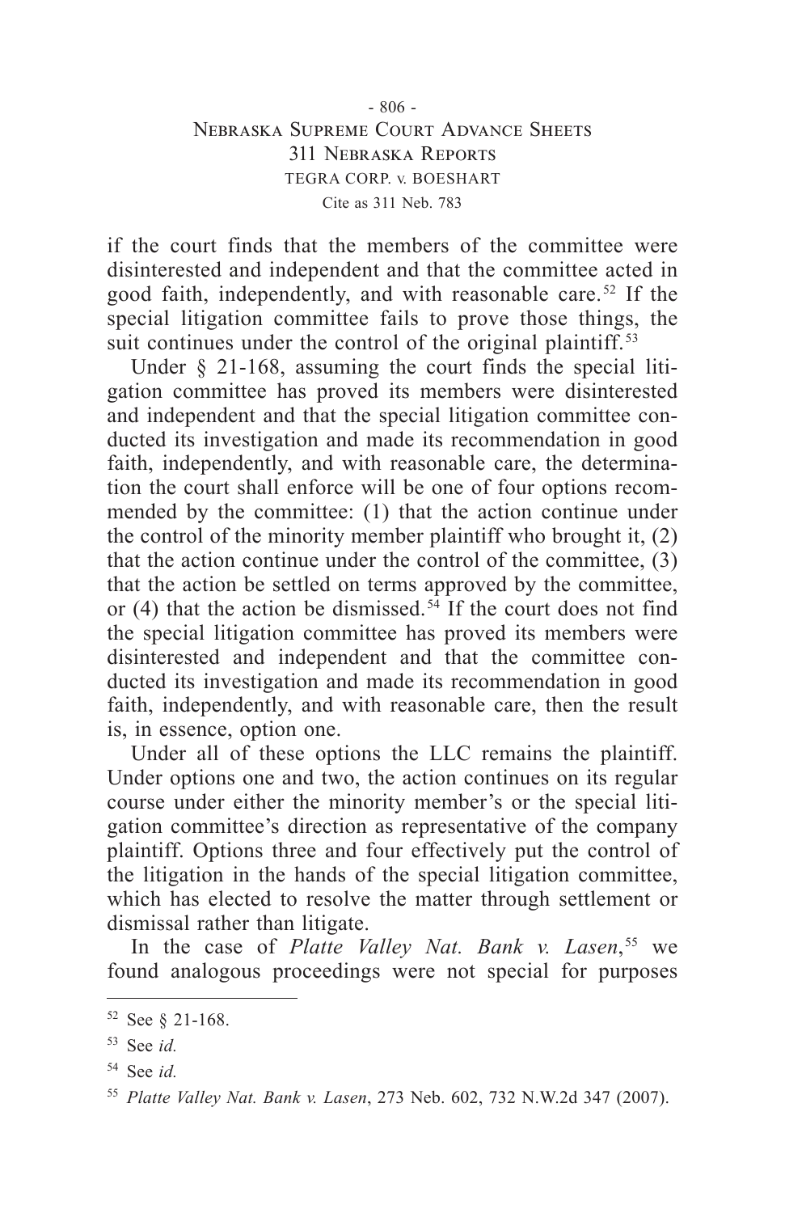if the court finds that the members of the committee were disinterested and independent and that the committee acted in good faith, independently, and with reasonable care.[52] If the special litigation committee fails to prove those things, the suit continues under the control of the original plaintiff.[53]

Under § 21-168, assuming the court finds the special litigation committee has proved its members were disinterested and independent and that the special litigation committee conducted its investigation and made its recommendation in good faith, independently, and with reasonable care, the determination the court shall enforce will be one of four options recommended by the committee: (1) that the action continue under the control of the minority member plaintiff who brought it, (2) that the action continue under the control of the committee, (3) that the action be settled on terms approved by the committee, or (4) that the action be dismissed.[54] If the court does not find the special litigation committee has proved its members were disinterested and independent and that the committee conducted its investigation and made its recommendation in good faith, independently, and with reasonable care, then the result is, in essence, option one.

Under all of these options the LLC remains the plaintiff. Under options one and two, the action continues on its regular course under either the minority member's or the special litigation committee's direction as representative of the company plaintiff. Options three and four effectively put the control of the litigation in the hands of the special litigation committee, which has elected to resolve the matter through settlement or dismissal rather than litigate.

In the case of *Platte Valley Nat. Bank v. Lasen*,[55] we found analogous proceedings were not special for purposes

---

[52] See § 21-168.

[53] See *id.*

[54] See *id.*

[55] *Platte Valley Nat. Bank v. Lasen*, 273 Neb. 602, 732 N.W.2d 347 (2007).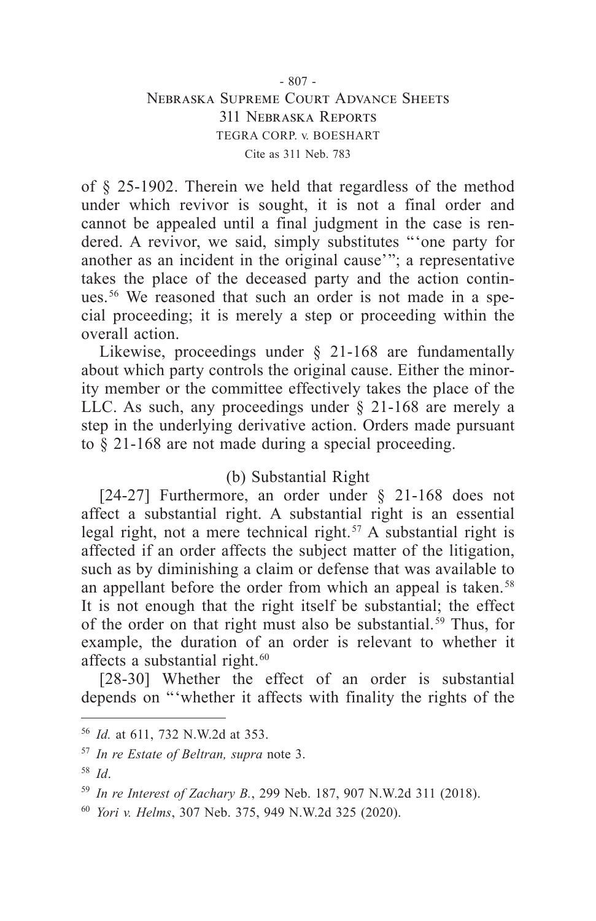of § 25-1902. Therein we held that regardless of the method under which revivor is sought, it is not a final order and cannot be appealed until a final judgment in the case is rendered. A revivor, we said, simply substitutes "'one party for another as an incident in the original cause'"; a representative takes the place of the deceased party and the action continues.[56] We reasoned that such an order is not made in a special proceeding; it is merely a step or proceeding within the overall action.

Likewise, proceedings under § 21-168 are fundamentally about which party controls the original cause. Either the minority member or the committee effectively takes the place of the LLC. As such, any proceedings under § 21-168 are merely a step in the underlying derivative action. Orders made pursuant to § 21-168 are not made during a special proceeding.

(b) Substantial Right

[24-27] Furthermore, an order under § 21-168 does not affect a substantial right. A substantial right is an essential legal right, not a mere technical right.[57] A substantial right is affected if an order affects the subject matter of the litigation, such as by diminishing a claim or defense that was available to an appellant before the order from which an appeal is taken.[58] It is not enough that the right itself be substantial; the effect of the order on that right must also be substantial.[59] Thus, for example, the duration of an order is relevant to whether it affects a substantial right.[60]

[28-30] Whether the effect of an order is substantial depends on "'whether it affects with finality the rights of the

---

[56] *Id.* at 611, 732 N.W.2d at 353.

[57] *In re Estate of Beltran, supra* note 3.

[58] *Id*.

[59] *In re Interest of Zachary B.*, 299 Neb. 187, 907 N.W.2d 311 (2018).

[60] *Yori v. Helms*, 307 Neb. 375, 949 N.W.2d 325 (2020).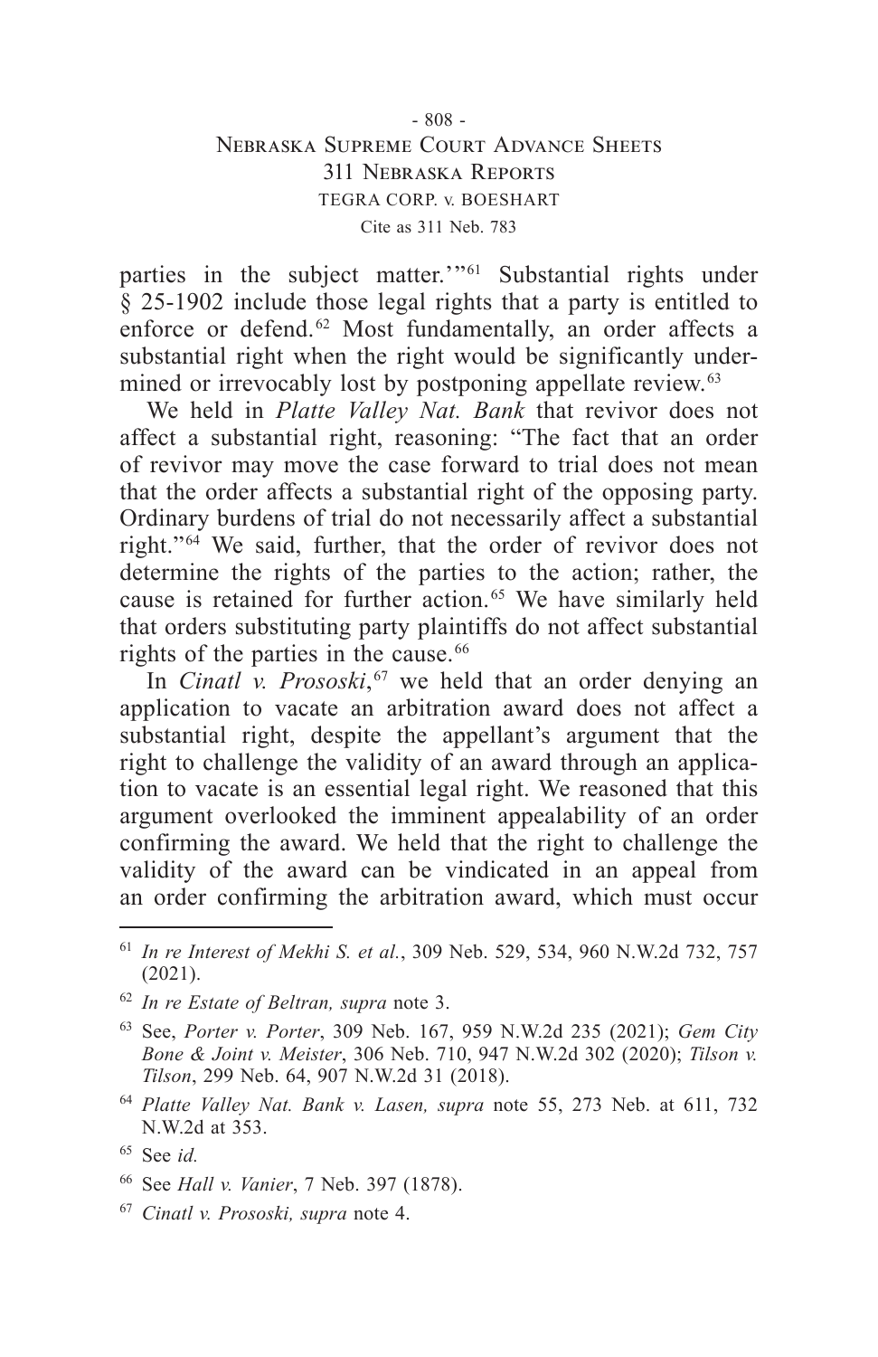parties in the subject matter.'"[61] Substantial rights under § 25-1902 include those legal rights that a party is entitled to enforce or defend.[62] Most fundamentally, an order affects a substantial right when the right would be significantly undermined or irrevocably lost by postponing appellate review.[63]

We held in *Platte Valley Nat. Bank* that revivor does not affect a substantial right, reasoning: "The fact that an order of revivor may move the case forward to trial does not mean that the order affects a substantial right of the opposing party. Ordinary burdens of trial do not necessarily affect a substantial right."[64] We said, further, that the order of revivor does not determine the rights of the parties to the action; rather, the cause is retained for further action.[65] We have similarly held that orders substituting party plaintiffs do not affect substantial rights of the parties in the cause.[66]

In *Cinatl v. Prososki*,[67] we held that an order denying an application to vacate an arbitration award does not affect a substantial right, despite the appellant's argument that the right to challenge the validity of an award through an application to vacate is an essential legal right. We reasoned that this argument overlooked the imminent appealability of an order confirming the award. We held that the right to challenge the validity of the award can be vindicated in an appeal from an order confirming the arbitration award, which must occur

---

[61] *In re Interest of Mekhi S. et al.*, 309 Neb. 529, 534, 960 N.W.2d 732, 757 (2021).

[62] *In re Estate of Beltran, supra* note 3.

[63] See, *Porter v. Porter*, 309 Neb. 167, 959 N.W.2d 235 (2021); *Gem City Bone & Joint v. Meister*, 306 Neb. 710, 947 N.W.2d 302 (2020); *Tilson v. Tilson*, 299 Neb. 64, 907 N.W.2d 31 (2018).

[64] *Platte Valley Nat. Bank v. Lasen, supra* note 55, 273 Neb. at 611, 732 N.W.2d at 353.

[65] See *id.*

[66] See *Hall v. Vanier*, 7 Neb. 397 (1878).

[67] *Cinatl v. Prososki, supra* note 4.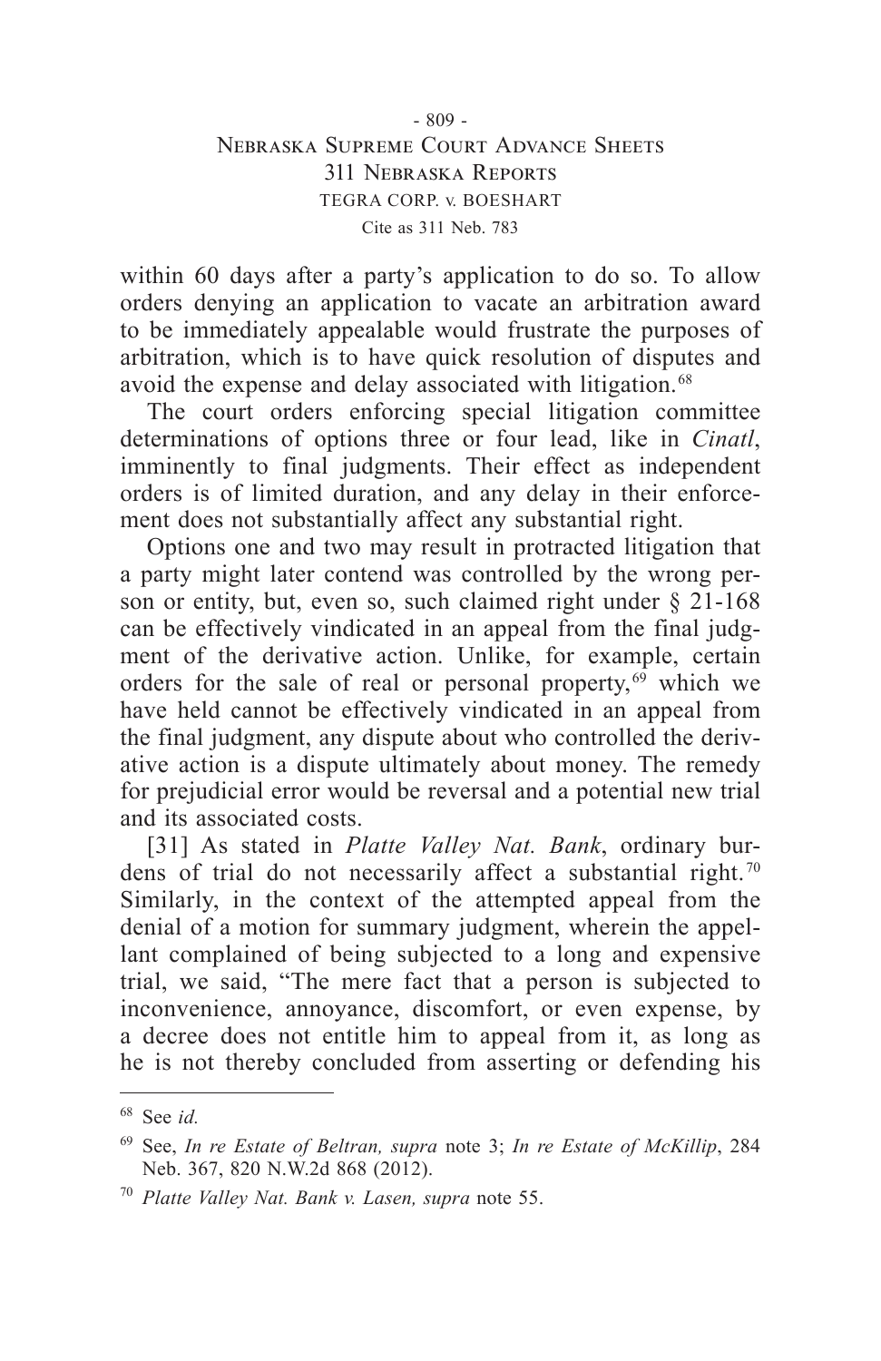within 60 days after a party's application to do so. To allow orders denying an application to vacate an arbitration award to be immediately appealable would frustrate the purposes of arbitration, which is to have quick resolution of disputes and avoid the expense and delay associated with litigation.[68]

The court orders enforcing special litigation committee determinations of options three or four lead, like in *Cinatl*, imminently to final judgments. Their effect as independent orders is of limited duration, and any delay in their enforcement does not substantially affect any substantial right.

Options one and two may result in protracted litigation that a party might later contend was controlled by the wrong person or entity, but, even so, such claimed right under § 21-168 can be effectively vindicated in an appeal from the final judgment of the derivative action. Unlike, for example, certain orders for the sale of real or personal property,[69] which we have held cannot be effectively vindicated in an appeal from the final judgment, any dispute about who controlled the derivative action is a dispute ultimately about money. The remedy for prejudicial error would be reversal and a potential new trial and its associated costs.

[31] As stated in *Platte Valley Nat. Bank*, ordinary burdens of trial do not necessarily affect a substantial right.[70] Similarly, in the context of the attempted appeal from the denial of a motion for summary judgment, wherein the appellant complained of being subjected to a long and expensive trial, we said, "The mere fact that a person is subjected to inconvenience, annoyance, discomfort, or even expense, by a decree does not entitle him to appeal from it, as long as he is not thereby concluded from asserting or defending his

---

[68] See *id.*

[69] See, *In re Estate of Beltran, supra* note 3; *In re Estate of McKillip*, 284 Neb. 367, 820 N.W.2d 868 (2012).

[70] *Platte Valley Nat. Bank v. Lasen, supra* note 55.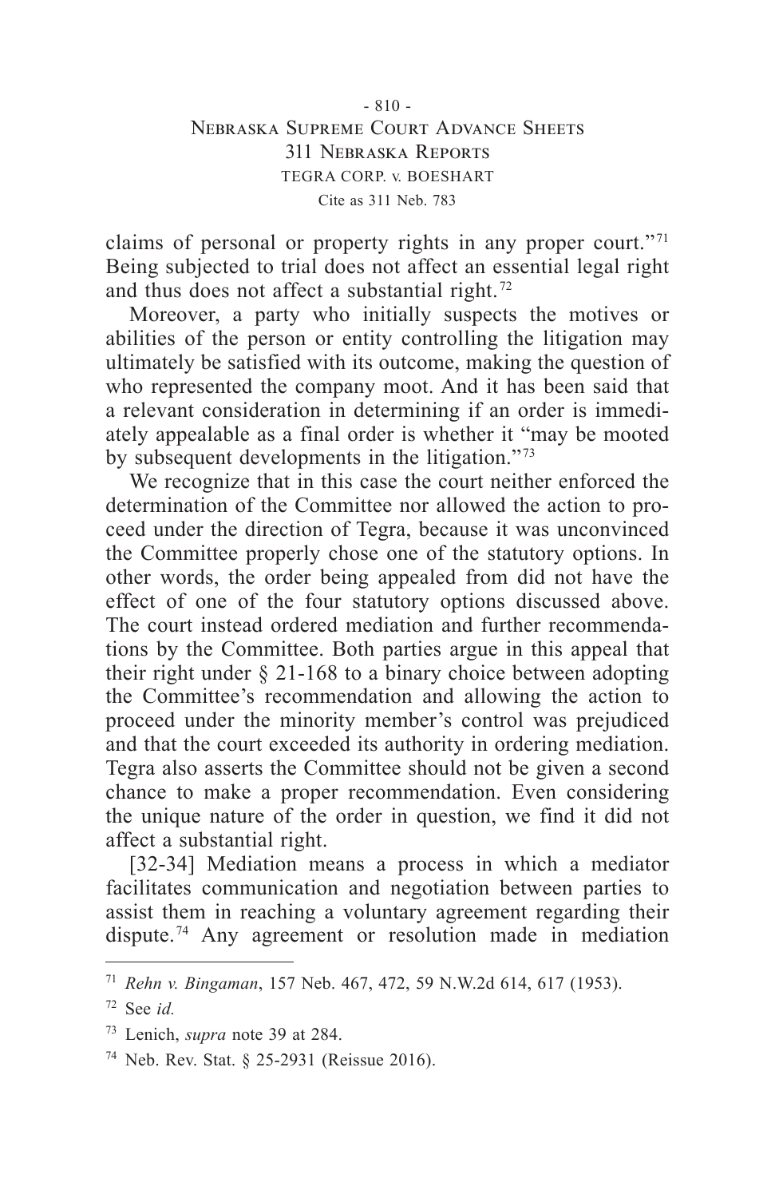claims of personal or property rights in any proper court."[71] Being subjected to trial does not affect an essential legal right and thus does not affect a substantial right.[72]

Moreover, a party who initially suspects the motives or abilities of the person or entity controlling the litigation may ultimately be satisfied with its outcome, making the question of who represented the company moot. And it has been said that a relevant consideration in determining if an order is immediately appealable as a final order is whether it "may be mooted by subsequent developments in the litigation."[73]

We recognize that in this case the court neither enforced the determination of the Committee nor allowed the action to proceed under the direction of Tegra, because it was unconvinced the Committee properly chose one of the statutory options. In other words, the order being appealed from did not have the effect of one of the four statutory options discussed above. The court instead ordered mediation and further recommendations by the Committee. Both parties argue in this appeal that their right under § 21-168 to a binary choice between adopting the Committee's recommendation and allowing the action to proceed under the minority member's control was prejudiced and that the court exceeded its authority in ordering mediation. Tegra also asserts the Committee should not be given a second chance to make a proper recommendation. Even considering the unique nature of the order in question, we find it did not affect a substantial right.

[32-34] Mediation means a process in which a mediator facilitates communication and negotiation between parties to assist them in reaching a voluntary agreement regarding their dispute.[74] Any agreement or resolution made in mediation

---

[71] *Rehn v. Bingaman*, 157 Neb. 467, 472, 59 N.W.2d 614, 617 (1953).

[72] See *id.*

[73] Lenich, *supra* note 39 at 284.

[74] Neb. Rev. Stat. § 25-2931 (Reissue 2016).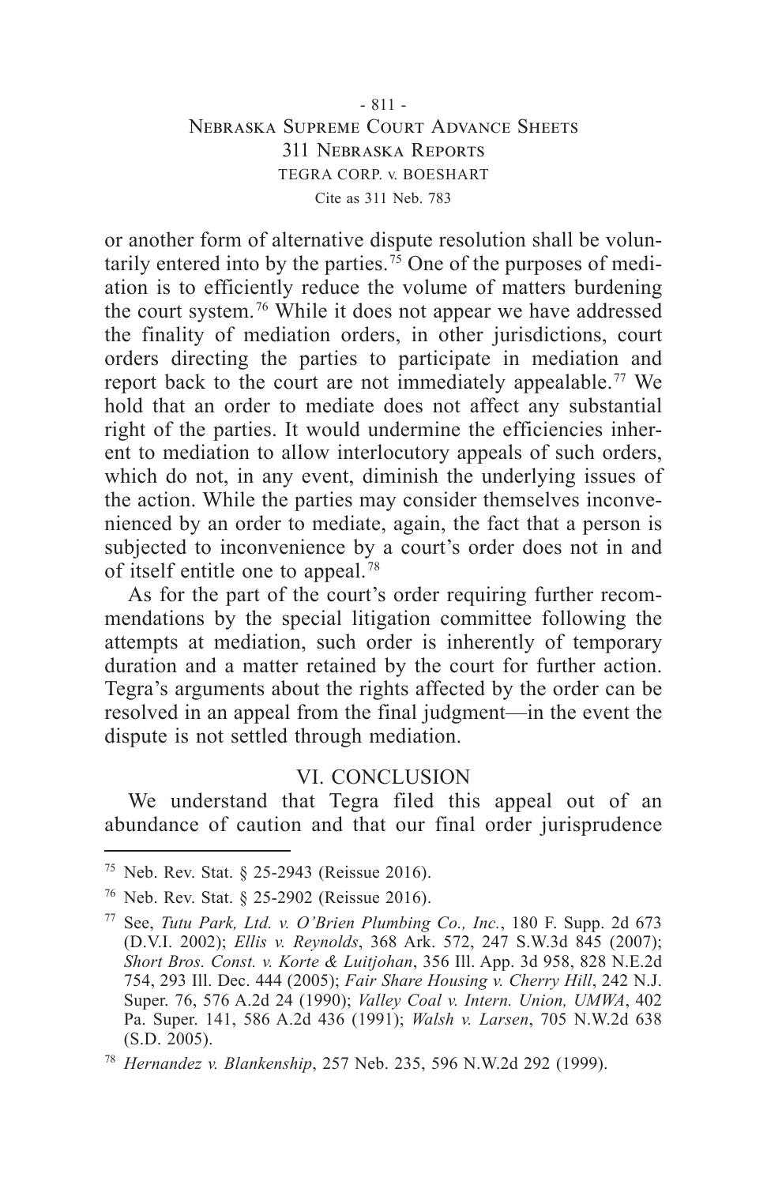or another form of alternative dispute resolution shall be voluntarily entered into by the parties.[75] One of the purposes of mediation is to efficiently reduce the volume of matters burdening the court system.[76] While it does not appear we have addressed the finality of mediation orders, in other jurisdictions, court orders directing the parties to participate in mediation and report back to the court are not immediately appealable.[77] We hold that an order to mediate does not affect any substantial right of the parties. It would undermine the efficiencies inherent to mediation to allow interlocutory appeals of such orders, which do not, in any event, diminish the underlying issues of the action. While the parties may consider themselves inconvenienced by an order to mediate, again, the fact that a person is subjected to inconvenience by a court's order does not in and of itself entitle one to appeal.[78]

As for the part of the court's order requiring further recommendations by the special litigation committee following the attempts at mediation, such order is inherently of temporary duration and a matter retained by the court for further action. Tegra's arguments about the rights affected by the order can be resolved in an appeal from the final judgment—in the event the dispute is not settled through mediation.

## VI. CONCLUSION

We understand that Tegra filed this appeal out of an abundance of caution and that our final order jurisprudence

---

[75] Neb. Rev. Stat. § 25-2943 (Reissue 2016).

[76] Neb. Rev. Stat. § 25-2902 (Reissue 2016).

[77] See, *Tutu Park, Ltd. v. O'Brien Plumbing Co., Inc.*, 180 F. Supp. 2d 673 (D.V.I. 2002); *Ellis v. Reynolds*, 368 Ark. 572, 247 S.W.3d 845 (2007); *Short Bros. Const. v. Korte & Luitjohan*, 356 Ill. App. 3d 958, 828 N.E.2d 754, 293 Ill. Dec. 444 (2005); *Fair Share Housing v. Cherry Hill*, 242 N.J. Super. 76, 576 A.2d 24 (1990); *Valley Coal v. Intern. Union, UMWA*, 402 Pa. Super. 141, 586 A.2d 436 (1991); *Walsh v. Larsen*, 705 N.W.2d 638 (S.D. 2005).

[78] *Hernandez v. Blankenship*, 257 Neb. 235, 596 N.W.2d 292 (1999).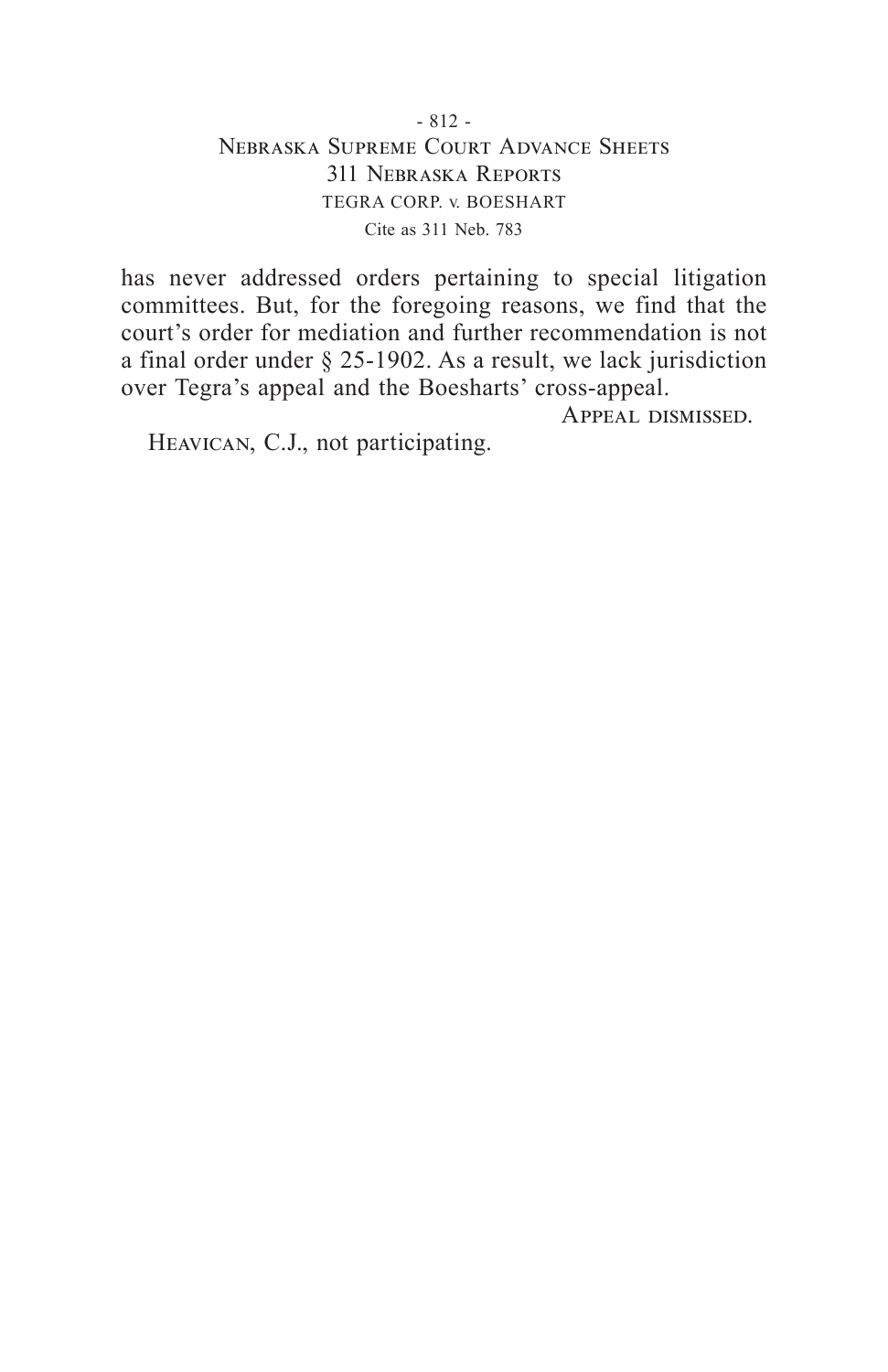has never addressed orders pertaining to special litigation committees. But, for the foregoing reasons, we find that the court's order for mediation and further recommendation is not a final order under § 25-1902. As a result, we lack jurisdiction over Tegra's appeal and the Boesharts' cross-appeal.

Appeal dismissed.

Heavican, C.J., not participating.